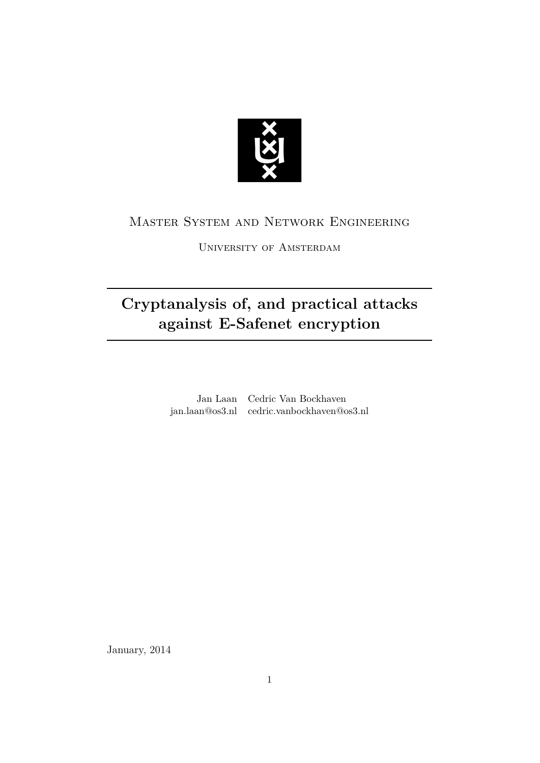Master System and Network Engineering

University of Amsterdam

# Cryptanalysis of, and practical attacks against E-Safenet encryption

| Jan Laan | Cedric Van Bockhaven |
| --- | --- |
| jan.laan@os3.nl | cedric.vanbockhaven@os3.nl |

January, 2014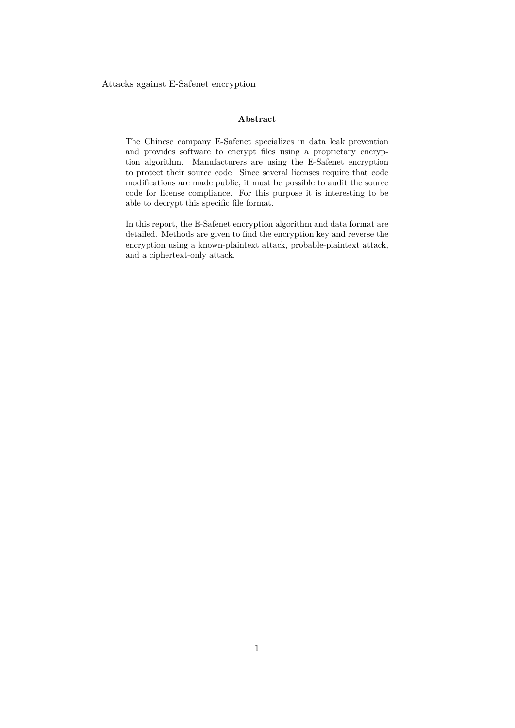**Abstract**

The Chinese company E-Safenet specializes in data leak prevention and provides software to encrypt files using a proprietary encryption algorithm. Manufacturers are using the E-Safenet encryption to protect their source code. Since several licenses require that code modifications are made public, it must be possible to audit the source code for license compliance. For this purpose it is interesting to be able to decrypt this specific file format.

In this report, the E-Safenet encryption algorithm and data format are detailed. Methods are given to find the encryption key and reverse the encryption using a known-plaintext attack, probable-plaintext attack, and a ciphertext-only attack.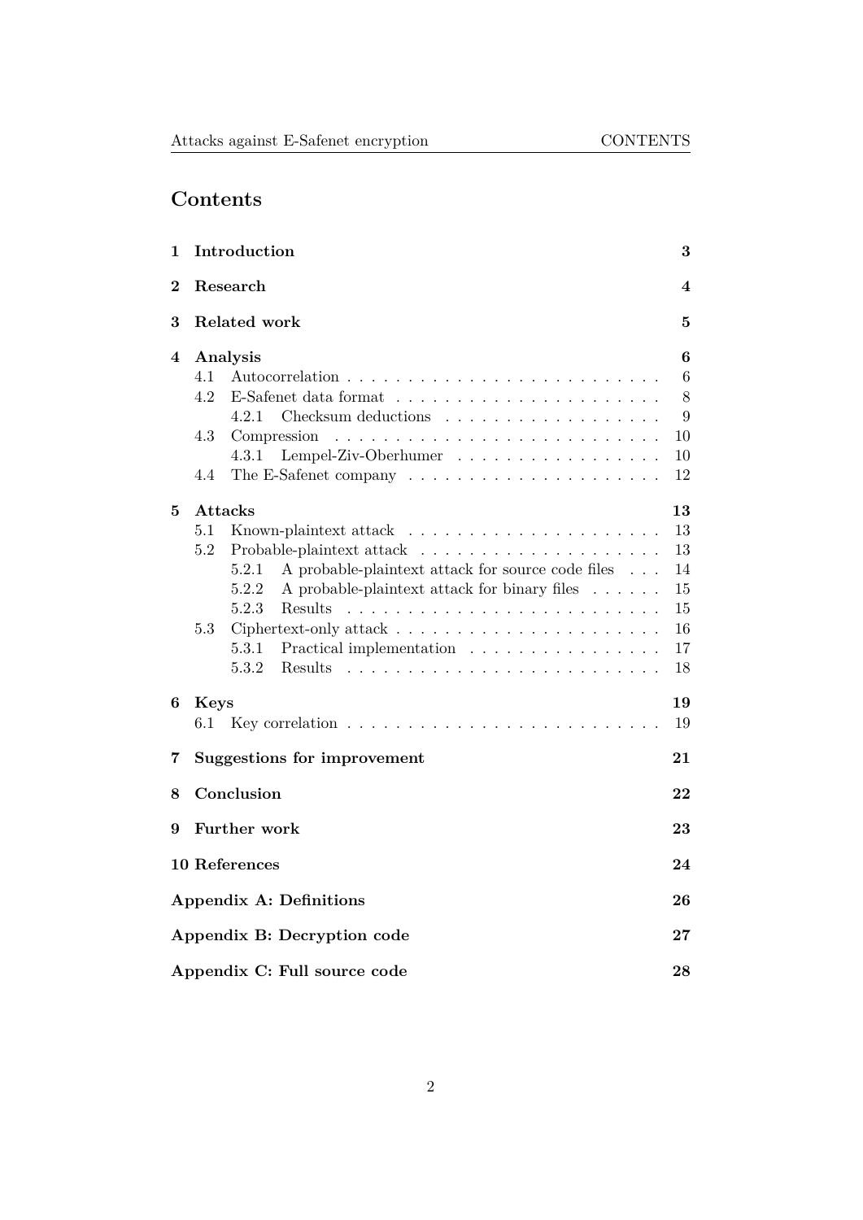# Contents

| | | |
|---|---|---|
| **1** | **Introduction** | **3** |
| **2** | **Research** | **4** |
| **3** | **Related work** | **5** |
| **4** | **Analysis** | **6** |
| | 4.1 Autocorrelation | 6 |
| | 4.2 E-Safenet data format | 8 |
| | 4.2.1 Checksum deductions | 9 |
| | 4.3 Compression | 10 |
| | 4.3.1 Lempel-Ziv-Oberhumer | 10 |
| | 4.4 The E-Safenet company | 12 |
| **5** | **Attacks** | **13** |
| | 5.1 Known-plaintext attack | 13 |
| | 5.2 Probable-plaintext attack | 13 |
| | 5.2.1 A probable-plaintext attack for source code files | 14 |
| | 5.2.2 A probable-plaintext attack for binary files | 15 |
| | 5.2.3 Results | 15 |
| | 5.3 Ciphertext-only attack | 16 |
| | 5.3.1 Practical implementation | 17 |
| | 5.3.2 Results | 18 |
| **6** | **Keys** | **19** |
| | 6.1 Key correlation | 19 |
| **7** | **Suggestions for improvement** | **21** |
| **8** | **Conclusion** | **22** |
| **9** | **Further work** | **23** |
| **10** | **References** | **24** |
| | **Appendix A: Definitions** | **26** |
| | **Appendix B: Decryption code** | **27** |
| | **Appendix C: Full source code** | **28** |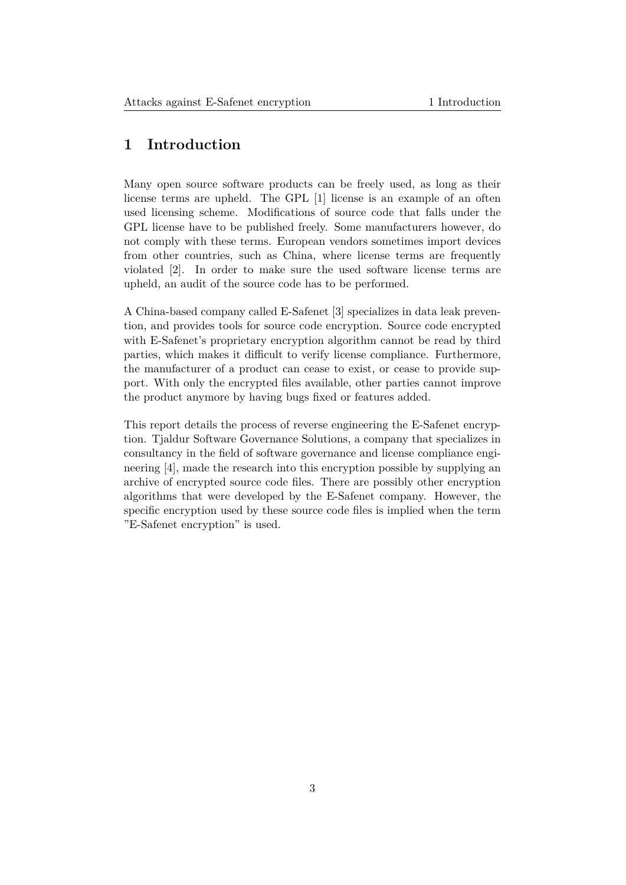# 1 Introduction

Many open source software products can be freely used, as long as their license terms are upheld. The GPL [1] license is an example of an often used licensing scheme. Modifications of source code that falls under the GPL license have to be published freely. Some manufacturers however, do not comply with these terms. European vendors sometimes import devices from other countries, such as China, where license terms are frequently violated [2]. In order to make sure the used software license terms are upheld, an audit of the source code has to be performed.

A China-based company called E-Safenet [3] specializes in data leak prevention, and provides tools for source code encryption. Source code encrypted with E-Safenet's proprietary encryption algorithm cannot be read by third parties, which makes it difficult to verify license compliance. Furthermore, the manufacturer of a product can cease to exist, or cease to provide support. With only the encrypted files available, other parties cannot improve the product anymore by having bugs fixed or features added.

This report details the process of reverse engineering the E-Safenet encryption. Tjaldur Software Governance Solutions, a company that specializes in consultancy in the field of software governance and license compliance engineering [4], made the research into this encryption possible by supplying an archive of encrypted source code files. There are possibly other encryption algorithms that were developed by the E-Safenet company. However, the specific encryption used by these source code files is implied when the term "E-Safenet encryption" is used.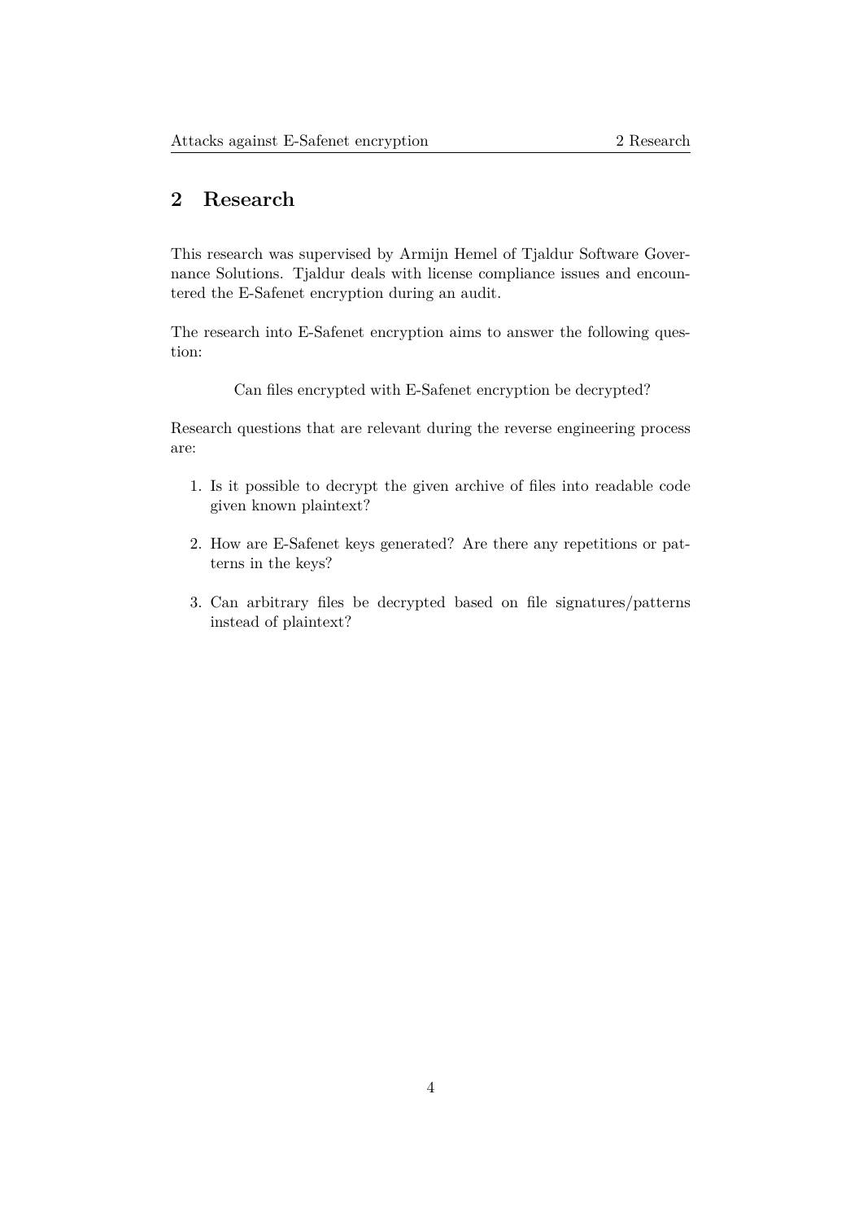## 2 Research

This research was supervised by Armijn Hemel of Tjaldur Software Governance Solutions. Tjaldur deals with license compliance issues and encountered the E-Safenet encryption during an audit.

The research into E-Safenet encryption aims to answer the following question:

> Can files encrypted with E-Safenet encryption be decrypted?

Research questions that are relevant during the reverse engineering process are:

1. Is it possible to decrypt the given archive of files into readable code given known plaintext?
2. How are E-Safenet keys generated? Are there any repetitions or patterns in the keys?
3. Can arbitrary files be decrypted based on file signatures/patterns instead of plaintext?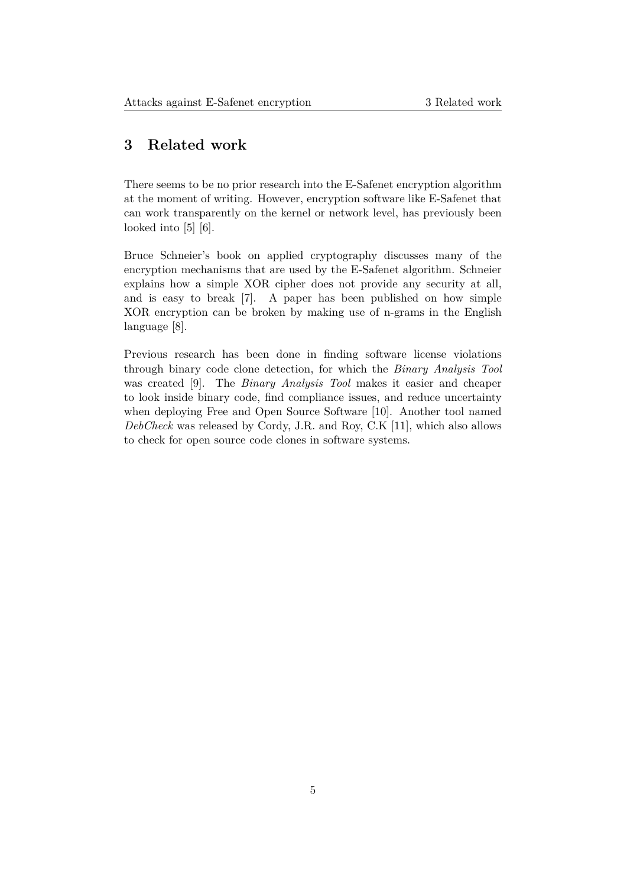# 3 Related work

There seems to be no prior research into the E-Safenet encryption algorithm at the moment of writing. However, encryption software like E-Safenet that can work transparently on the kernel or network level, has previously been looked into [5] [6].

Bruce Schneier's book on applied cryptography discusses many of the encryption mechanisms that are used by the E-Safenet algorithm. Schneier explains how a simple XOR cipher does not provide any security at all, and is easy to break [7]. A paper has been published on how simple XOR encryption can be broken by making use of n-grams in the English language [8].

Previous research has been done in finding software license violations through binary code clone detection, for which the *Binary Analysis Tool* was created [9]. The *Binary Analysis Tool* makes it easier and cheaper to look inside binary code, find compliance issues, and reduce uncertainty when deploying Free and Open Source Software [10]. Another tool named *DebCheck* was released by Cordy, J.R. and Roy, C.K [11], which also allows to check for open source code clones in software systems.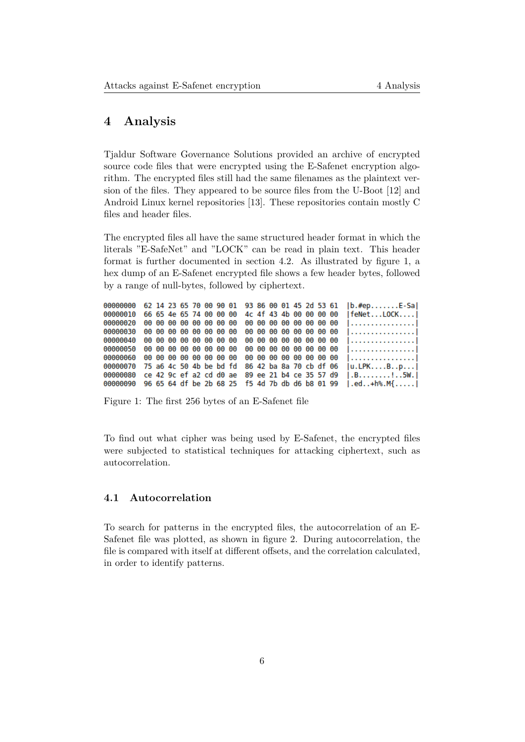# 4 Analysis

Tjaldur Software Governance Solutions provided an archive of encrypted source code files that were encrypted using the E-Safenet encryption algorithm. The encrypted files still had the same filenames as the plaintext version of the files. They appeared to be source files from the U-Boot [12] and Android Linux kernel repositories [13]. These repositories contain mostly C files and header files.

The encrypted files all have the same structured header format in which the literals "E-SafeNet" and "LOCK" can be read in plain text. This header format is further documented in section 4.2. As illustrated by figure 1, a hex dump of an E-Safenet encrypted file shows a few header bytes, followed by a range of null-bytes, followed by ciphertext.

```
00000000  62 14 23 65 70 00 90 01  93 86 00 01 45 2d 53 61  |b.#ep.......E-Sa|
00000010  66 65 4e 65 74 00 00 00  4c 4f 43 4b 00 00 00 00  |feNet...LOCK....|
00000020  00 00 00 00 00 00 00 00  00 00 00 00 00 00 00 00  |................|
00000030  00 00 00 00 00 00 00 00  00 00 00 00 00 00 00 00  |................|
00000040  00 00 00 00 00 00 00 00  00 00 00 00 00 00 00 00  |................|
00000050  00 00 00 00 00 00 00 00  00 00 00 00 00 00 00 00  |................|
00000060  00 00 00 00 00 00 00 00  00 00 00 00 00 00 00 00  |................|
00000070  75 a6 4c 50 4b be bd fd  86 42 ba 8a 70 cb df 06  |u.LPK....B..p...|
00000080  ce 42 9c ef a2 cd d0 ae  89 ee 21 b4 ce 35 57 d9  |.B........!..5W.|
00000090  96 65 64 df be 2b 68 25  f5 4d 7b db d6 b8 01 99  |.ed..+h%.M{.....|
```

Figure 1: The first 256 bytes of an E-Safenet file

To find out what cipher was being used by E-Safenet, the encrypted files were subjected to statistical techniques for attacking ciphertext, such as autocorrelation.

## 4.1 Autocorrelation

To search for patterns in the encrypted files, the autocorrelation of an E-Safenet file was plotted, as shown in figure 2. During autocorrelation, the file is compared with itself at different offsets, and the correlation calculated, in order to identify patterns.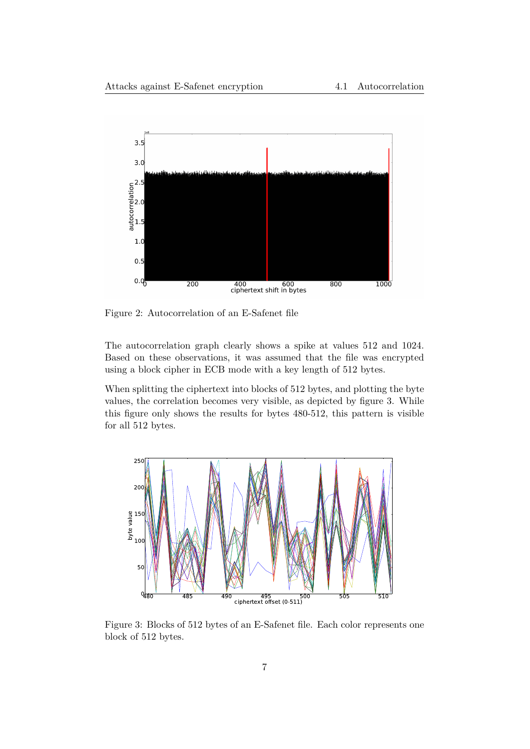Figure 2: Autocorrelation of an E-Safenet file

The autocorrelation graph clearly shows a spike at values 512 and 1024. Based on these observations, it was assumed that the file was encrypted using a block cipher in ECB mode with a key length of 512 bytes.

When splitting the ciphertext into blocks of 512 bytes, and plotting the byte values, the correlation becomes very visible, as depicted by figure 3. While this figure only shows the results for bytes 480-512, this pattern is visible for all 512 bytes.

Figure 3: Blocks of 512 bytes of an E-Safenet file. Each color represents one block of 512 bytes.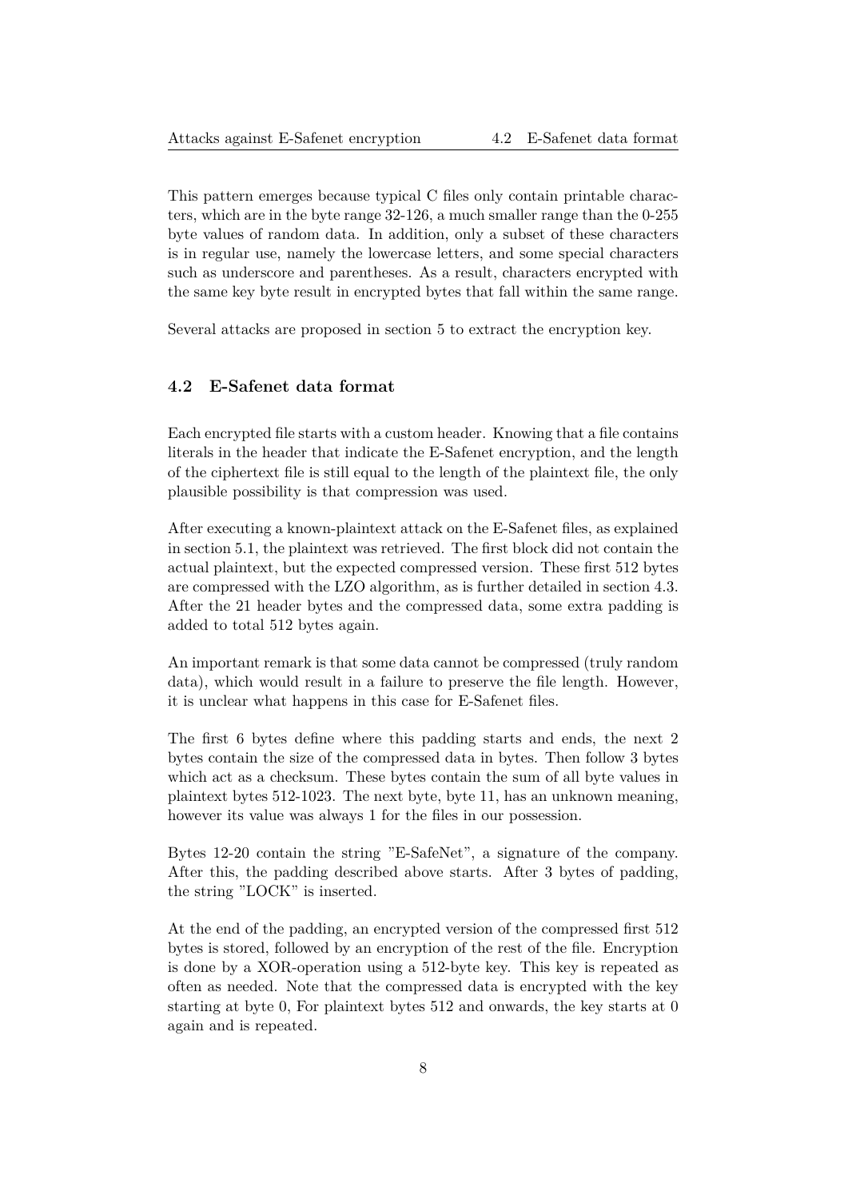This pattern emerges because typical C files only contain printable characters, which are in the byte range 32-126, a much smaller range than the 0-255 byte values of random data. In addition, only a subset of these characters is in regular use, namely the lowercase letters, and some special characters such as underscore and parentheses. As a result, characters encrypted with the same key byte result in encrypted bytes that fall within the same range.

Several attacks are proposed in section 5 to extract the encryption key.

### 4.2 E-Safenet data format

Each encrypted file starts with a custom header. Knowing that a file contains literals in the header that indicate the E-Safenet encryption, and the length of the ciphertext file is still equal to the length of the plaintext file, the only plausible possibility is that compression was used.

After executing a known-plaintext attack on the E-Safenet files, as explained in section 5.1, the plaintext was retrieved. The first block did not contain the actual plaintext, but the expected compressed version. These first 512 bytes are compressed with the LZO algorithm, as is further detailed in section 4.3. After the 21 header bytes and the compressed data, some extra padding is added to total 512 bytes again.

An important remark is that some data cannot be compressed (truly random data), which would result in a failure to preserve the file length. However, it is unclear what happens in this case for E-Safenet files.

The first 6 bytes define where this padding starts and ends, the next 2 bytes contain the size of the compressed data in bytes. Then follow 3 bytes which act as a checksum. These bytes contain the sum of all byte values in plaintext bytes 512-1023. The next byte, byte 11, has an unknown meaning, however its value was always 1 for the files in our possession.

Bytes 12-20 contain the string "E-SafeNet", a signature of the company. After this, the padding described above starts. After 3 bytes of padding, the string "LOCK" is inserted.

At the end of the padding, an encrypted version of the compressed first 512 bytes is stored, followed by an encryption of the rest of the file. Encryption is done by a XOR-operation using a 512-byte key. This key is repeated as often as needed. Note that the compressed data is encrypted with the key starting at byte 0, For plaintext bytes 512 and onwards, the key starts at 0 again and is repeated.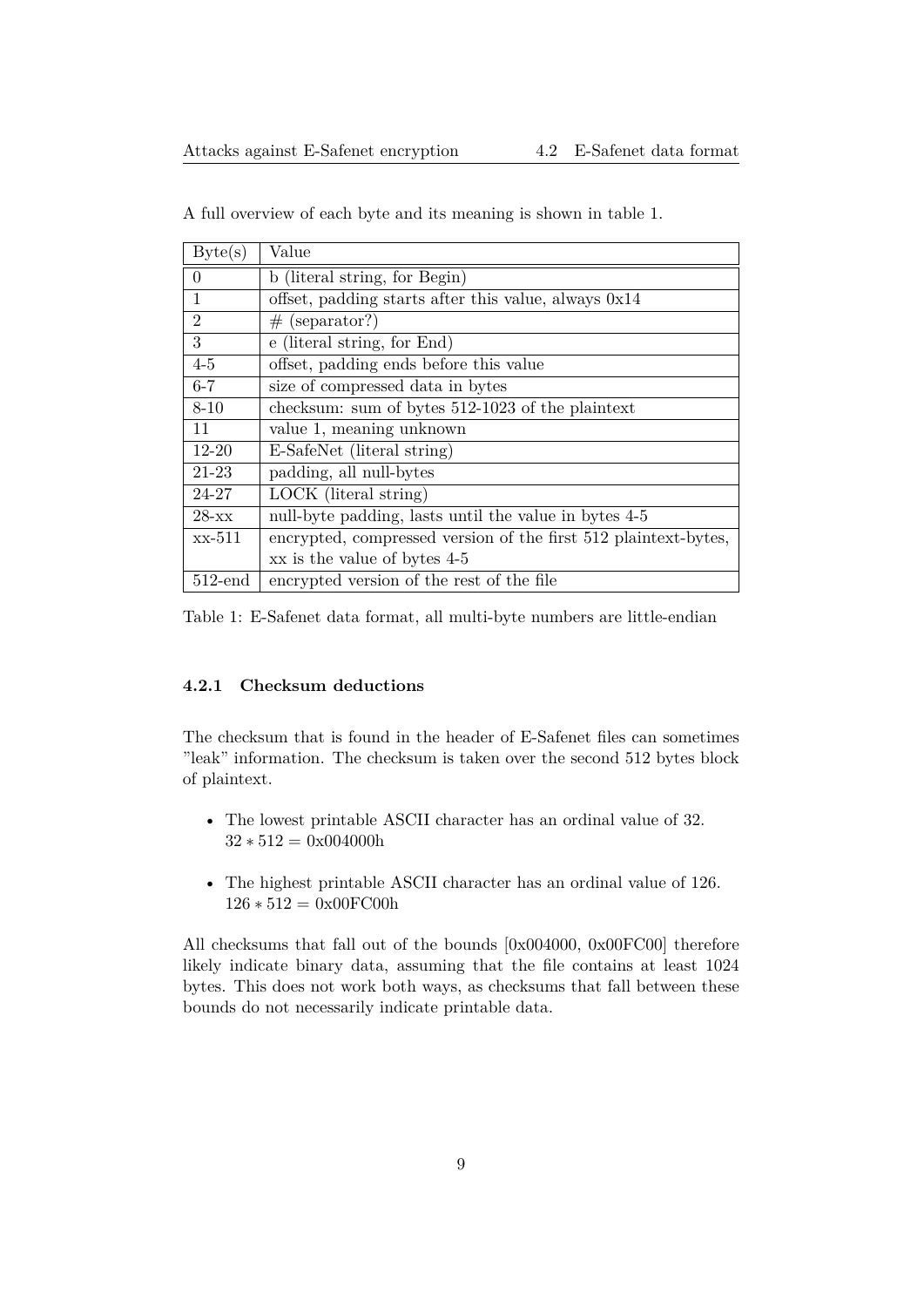A full overview of each byte and its meaning is shown in table 1.

| Byte(s) | Value |
|---|---|
| 0 | b (literal string, for Begin) |
| 1 | offset, padding starts after this value, always 0x14 |
| 2 | # (separator?) |
| 3 | e (literal string, for End) |
| 4-5 | offset, padding ends before this value |
| 6-7 | size of compressed data in bytes |
| 8-10 | checksum: sum of bytes 512-1023 of the plaintext |
| 11 | value 1, meaning unknown |
| 12-20 | E-SafeNet (literal string) |
| 21-23 | padding, all null-bytes |
| 24-27 | LOCK (literal string) |
| 28-xx | null-byte padding, lasts until the value in bytes 4-5 |
| xx-511 | encrypted, compressed version of the first 512 plaintext-bytes, xx is the value of bytes 4-5 |
| 512-end | encrypted version of the rest of the file |

Table 1: E-Safenet data format, all multi-byte numbers are little-endian

#### 4.2.1 Checksum deductions

The checksum that is found in the header of E-Safenet files can sometimes "leak" information. The checksum is taken over the second 512 bytes block of plaintext.

- The lowest printable ASCII character has an ordinal value of 32.
  $32 * 512 = \text{0x004000h}$
- The highest printable ASCII character has an ordinal value of 126.
  $126 * 512 = \text{0x00FC00h}$

All checksums that fall out of the bounds [0x004000, 0x00FC00] therefore likely indicate binary data, assuming that the file contains at least 1024 bytes. This does not work both ways, as checksums that fall between these bounds do not necessarily indicate printable data.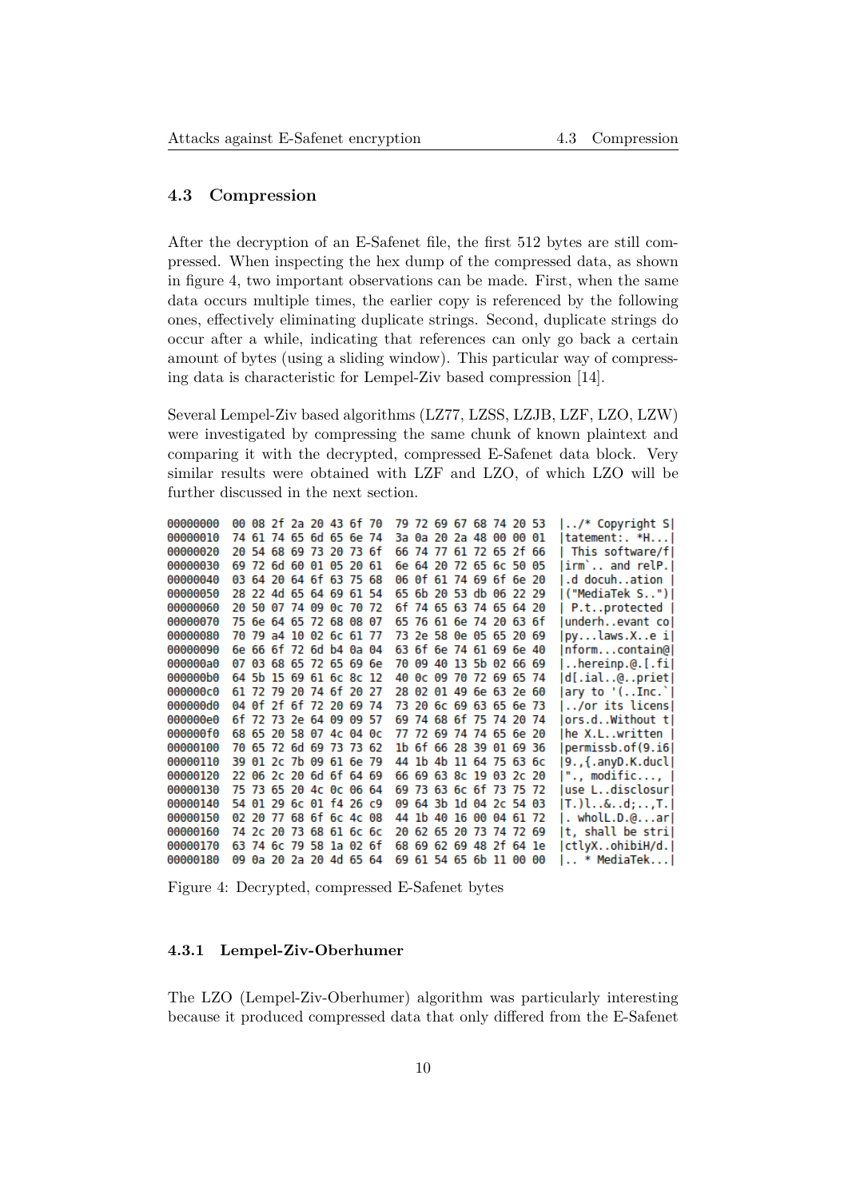### 4.3 Compression

After the decryption of an E-Safenet file, the first 512 bytes are still compressed. When inspecting the hex dump of the compressed data, as shown in figure 4, two important observations can be made. First, when the same data occurs multiple times, the earlier copy is referenced by the following ones, effectively eliminating duplicate strings. Second, duplicate strings do occur after a while, indicating that references can only go back a certain amount of bytes (using a sliding window). This particular way of compressing data is characteristic for Lempel-Ziv based compression [14].

Several Lempel-Ziv based algorithms (LZ77, LZSS, LZJB, LZF, LZO, LZW) were investigated by compressing the same chunk of known plaintext and comparing it with the decrypted, compressed E-Safenet data block. Very similar results were obtained with LZF and LZO, of which LZO will be further discussed in the next section.

```
00000000  00 08 2f 2a 20 43 6f 70  79 72 69 67 68 74 20 53  |../* Copyright S|
00000010  74 61 74 65 6d 65 6e 74  3a 0a 20 2a 48 00 00 01  |tatement:. *H...|
00000020  20 54 68 69 73 20 73 6f  66 74 77 61 72 65 2f 66  | This software/f|
00000030  69 72 6d 60 01 05 20 61  6e 64 20 72 65 6c 50 05  |irm`.. and relP.|
00000040  03 64 20 64 6f 63 75 68  06 0f 61 74 69 6f 6e 20  |.d docuh..ation |
00000050  28 22 4d 65 64 69 61 54  65 6b 20 53 db 06 22 29  |("MediaTek S..")|
00000060  20 50 07 74 09 0c 70 72  6f 74 65 63 74 65 64 20  | P.t..protected |
00000070  75 6e 64 65 72 68 08 07  65 76 61 6e 74 20 63 6f  |underh..evant co|
00000080  70 79 a4 10 02 6c 61 77  73 2e 58 0e 05 65 20 69  |py...laws.X..e i|
00000090  6e 66 6f 72 6d b4 0a 04  63 6f 6e 74 61 69 6e 40  |nform...contain@|
000000a0  07 03 68 65 72 65 69 6e  70 09 40 13 5b 02 66 69  |..hereinp.@.[.fi|
000000b0  64 5b 15 69 61 6c 8c 12  40 0c 09 70 72 69 65 74  |d[.ial..@..priet|
000000c0  61 72 79 20 74 6f 20 27  28 02 01 49 6e 63 2e 60  |ary to '(..Inc.`|
000000d0  04 0f 2f 6f 72 20 69 74  73 20 6c 69 63 65 6e 73  |../or its licens|
000000e0  6f 72 73 2e 64 09 09 57  69 74 68 6f 75 74 20 74  |ors.d..Without t|
000000f0  68 65 20 58 07 4c 04 0c  77 72 69 74 74 65 6e 20  |he X.L..written |
00000100  70 65 72 6d 69 73 73 62  1b 6f 66 28 39 01 69 36  |permissb.of(9.i6|
00000110  39 01 2c 7b 09 61 6e 79  44 1b 4b 11 64 75 63 6c  |9.,{.anyD.K.ducl|
00000120  22 06 2c 20 6d 6f 64 69  66 69 63 8c 19 03 2c 20  |"., modific..., |
00000130  75 73 65 20 4c 0c 06 64  69 73 63 6c 6f 73 75 72  |use L..disclosur|
00000140  54 01 29 6c 01 f4 26 c9  09 64 3b 1d 04 2c 54 03  |T.)l..&..d;..,T.|
00000150  02 20 77 68 6f 6c 4c 08  44 1b 40 16 00 04 61 72  |. wholL.D.@...ar|
00000160  74 2c 20 73 68 61 6c 6c  20 62 65 20 73 74 72 69  |t, shall be stri|
00000170  63 74 6c 79 58 1a 02 6f  68 69 62 69 48 2f 64 1e  |ctlyX..ohibiH/d.|
00000180  09 0a 20 2a 20 4d 65 64  69 61 54 65 6b 11 00 00  |.. * MediaTek...|
```

Figure 4: Decrypted, compressed E-Safenet bytes

#### 4.3.1 Lempel-Ziv-Oberhumer

The LZO (Lempel-Ziv-Oberhumer) algorithm was particularly interesting because it produced compressed data that only differed from the E-Safenet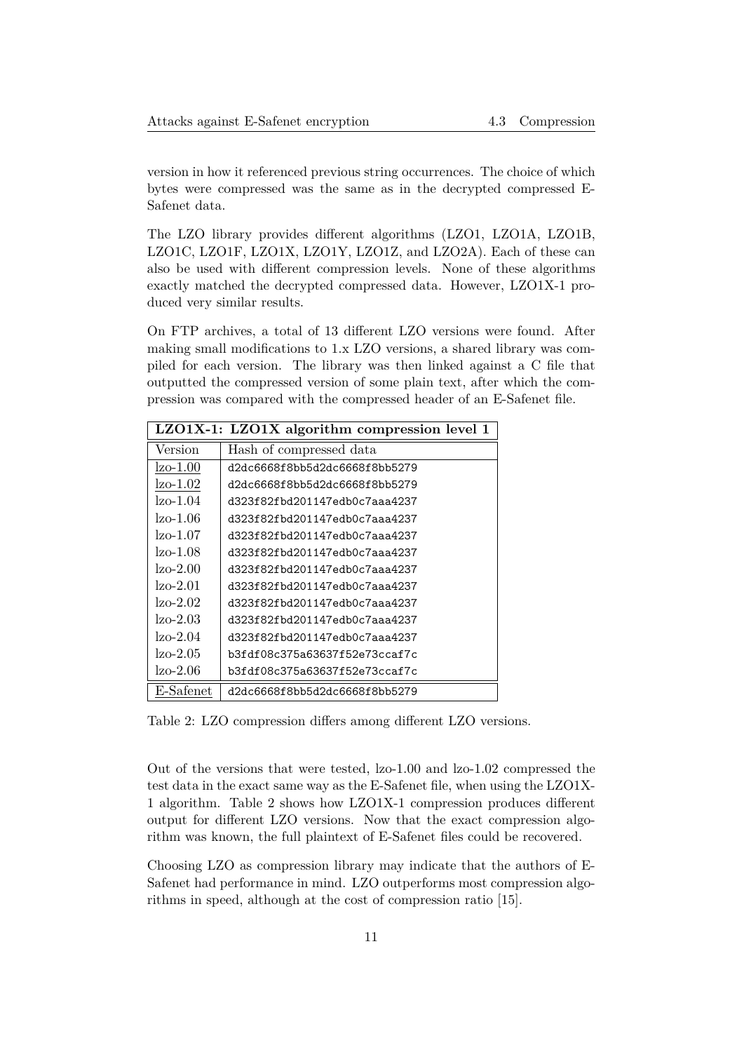version in how it referenced previous string occurrences. The choice of which bytes were compressed was the same as in the decrypted compressed E-Safenet data.

The LZO library provides different algorithms (LZO1, LZO1A, LZO1B, LZO1C, LZO1F, LZO1X, LZO1Y, LZO1Z, and LZO2A). Each of these can also be used with different compression levels. None of these algorithms exactly matched the decrypted compressed data. However, LZO1X-1 produced very similar results.

On FTP archives, a total of 13 different LZO versions were found. After making small modifications to 1.x LZO versions, a shared library was compiled for each version. The library was then linked against a C file that outputted the compressed version of some plain text, after which the compression was compared with the compressed header of an E-Safenet file.

| **LZO1X-1: LZO1X algorithm compression level 1** | |
|---|---|
| Version | Hash of compressed data |
| lzo-1.00 | `d2dc6668f8bb5d2dc6668f8bb5279` |
| lzo-1.02 | `d2dc6668f8bb5d2dc6668f8bb5279` |
| lzo-1.04 | `d323f82fbd201147edb0c7aaa4237` |
| lzo-1.06 | `d323f82fbd201147edb0c7aaa4237` |
| lzo-1.07 | `d323f82fbd201147edb0c7aaa4237` |
| lzo-1.08 | `d323f82fbd201147edb0c7aaa4237` |
| lzo-2.00 | `d323f82fbd201147edb0c7aaa4237` |
| lzo-2.01 | `d323f82fbd201147edb0c7aaa4237` |
| lzo-2.02 | `d323f82fbd201147edb0c7aaa4237` |
| lzo-2.03 | `d323f82fbd201147edb0c7aaa4237` |
| lzo-2.04 | `d323f82fbd201147edb0c7aaa4237` |
| lzo-2.05 | `b3fdf08c375a63637f52e73ccaf7c` |
| lzo-2.06 | `b3fdf08c375a63637f52e73ccaf7c` |
| E-Safenet | `d2dc6668f8bb5d2dc6668f8bb5279` |

Table 2: LZO compression differs among different LZO versions.

Out of the versions that were tested, lzo-1.00 and lzo-1.02 compressed the test data in the exact same way as the E-Safenet file, when using the LZO1X-1 algorithm. Table 2 shows how LZO1X-1 compression produces different output for different LZO versions. Now that the exact compression algorithm was known, the full plaintext of E-Safenet files could be recovered.

Choosing LZO as compression library may indicate that the authors of E-Safenet had performance in mind. LZO outperforms most compression algorithms in speed, although at the cost of compression ratio [15].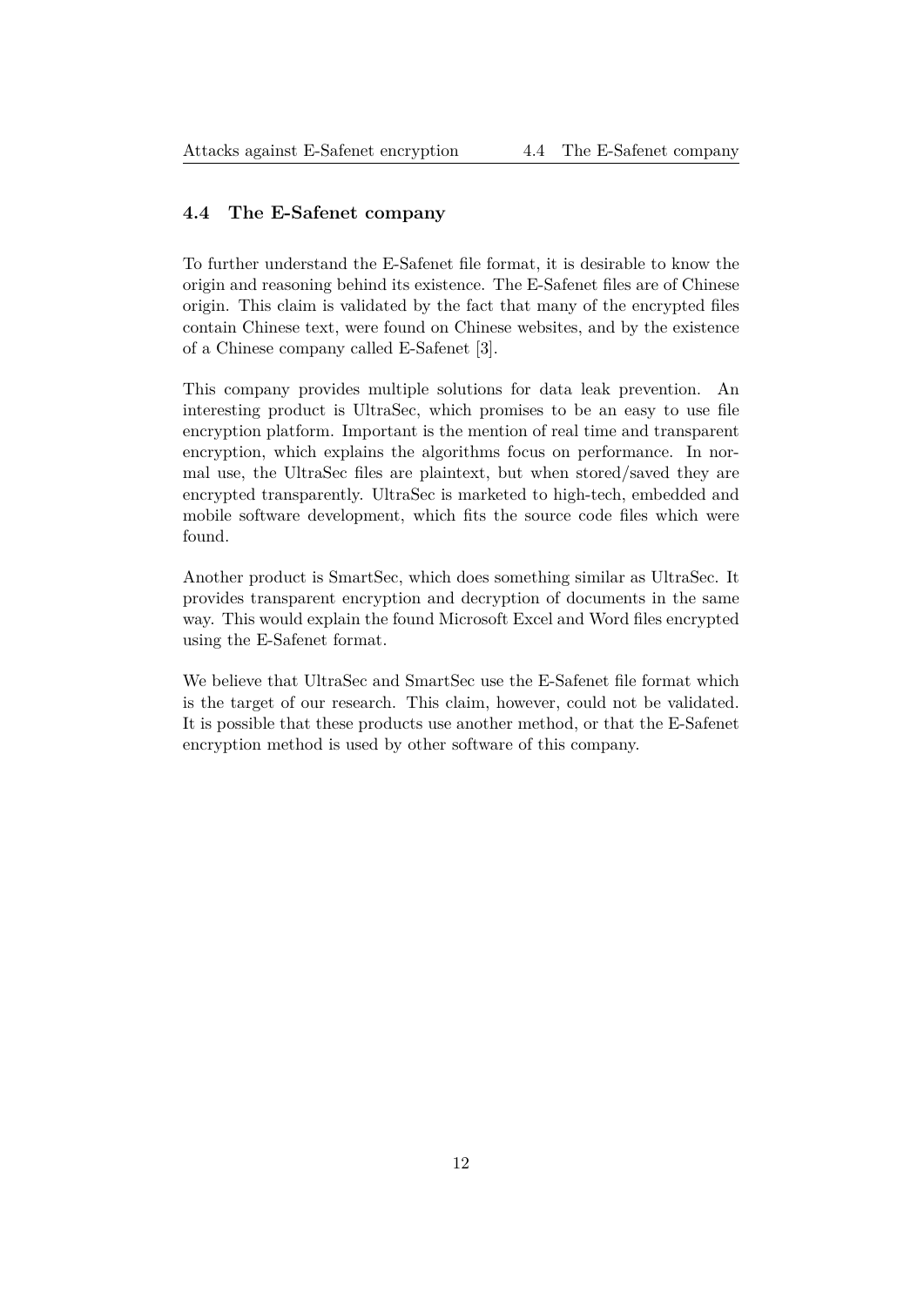## 4.4 The E-Safenet company

To further understand the E-Safenet file format, it is desirable to know the origin and reasoning behind its existence. The E-Safenet files are of Chinese origin. This claim is validated by the fact that many of the encrypted files contain Chinese text, were found on Chinese websites, and by the existence of a Chinese company called E-Safenet [3].

This company provides multiple solutions for data leak prevention. An interesting product is UltraSec, which promises to be an easy to use file encryption platform. Important is the mention of real time and transparent encryption, which explains the algorithms focus on performance. In normal use, the UltraSec files are plaintext, but when stored/saved they are encrypted transparently. UltraSec is marketed to high-tech, embedded and mobile software development, which fits the source code files which were found.

Another product is SmartSec, which does something similar as UltraSec. It provides transparent encryption and decryption of documents in the same way. This would explain the found Microsoft Excel and Word files encrypted using the E-Safenet format.

We believe that UltraSec and SmartSec use the E-Safenet file format which is the target of our research. This claim, however, could not be validated. It is possible that these products use another method, or that the E-Safenet encryption method is used by other software of this company.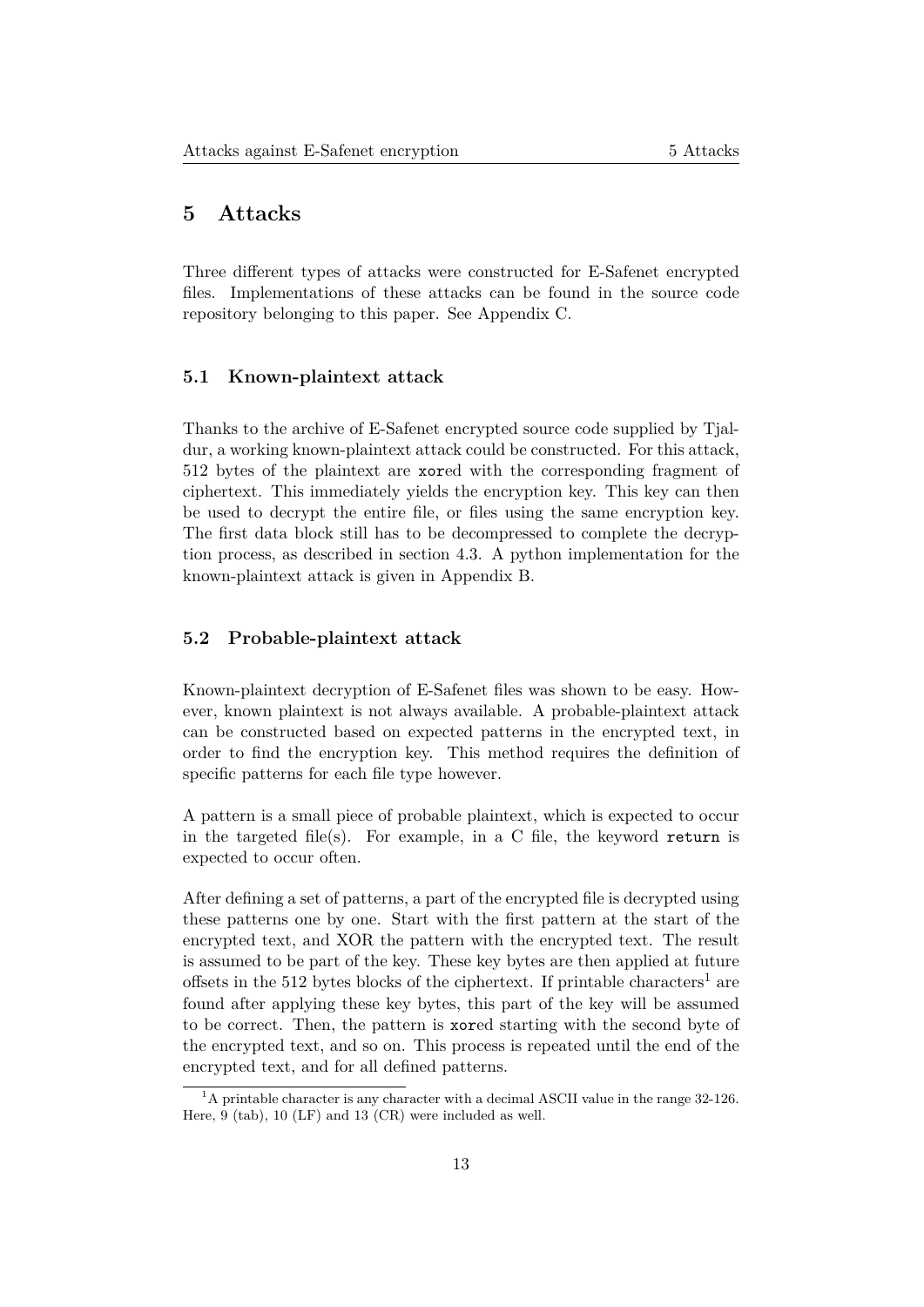# 5 Attacks

Three different types of attacks were constructed for E-Safenet encrypted files. Implementations of these attacks can be found in the source code repository belonging to this paper. See Appendix C.

## 5.1 Known-plaintext attack

Thanks to the archive of E-Safenet encrypted source code supplied by Tjaldur, a working known-plaintext attack could be constructed. For this attack, 512 bytes of the plaintext are `xor`ed with the corresponding fragment of ciphertext. This immediately yields the encryption key. This key can then be used to decrypt the entire file, or files using the same encryption key. The first data block still has to be decompressed to complete the decryption process, as described in section 4.3. A python implementation for the known-plaintext attack is given in Appendix B.

## 5.2 Probable-plaintext attack

Known-plaintext decryption of E-Safenet files was shown to be easy. However, known plaintext is not always available. A probable-plaintext attack can be constructed based on expected patterns in the encrypted text, in order to find the encryption key. This method requires the definition of specific patterns for each file type however.

A pattern is a small piece of probable plaintext, which is expected to occur in the targeted file(s). For example, in a C file, the keyword `return` is expected to occur often.

After defining a set of patterns, a part of the encrypted file is decrypted using these patterns one by one. Start with the first pattern at the start of the encrypted text, and XOR the pattern with the encrypted text. The result is assumed to be part of the key. These key bytes are then applied at future offsets in the 512 bytes blocks of the ciphertext. If printable characters[1] are found after applying these key bytes, this part of the key will be assumed to be correct. Then, the pattern is `xor`ed starting with the second byte of the encrypted text, and so on. This process is repeated until the end of the encrypted text, and for all defined patterns.

[1] A printable character is any character with a decimal ASCII value in the range 32-126. Here, 9 (tab), 10 (LF) and 13 (CR) were included as well.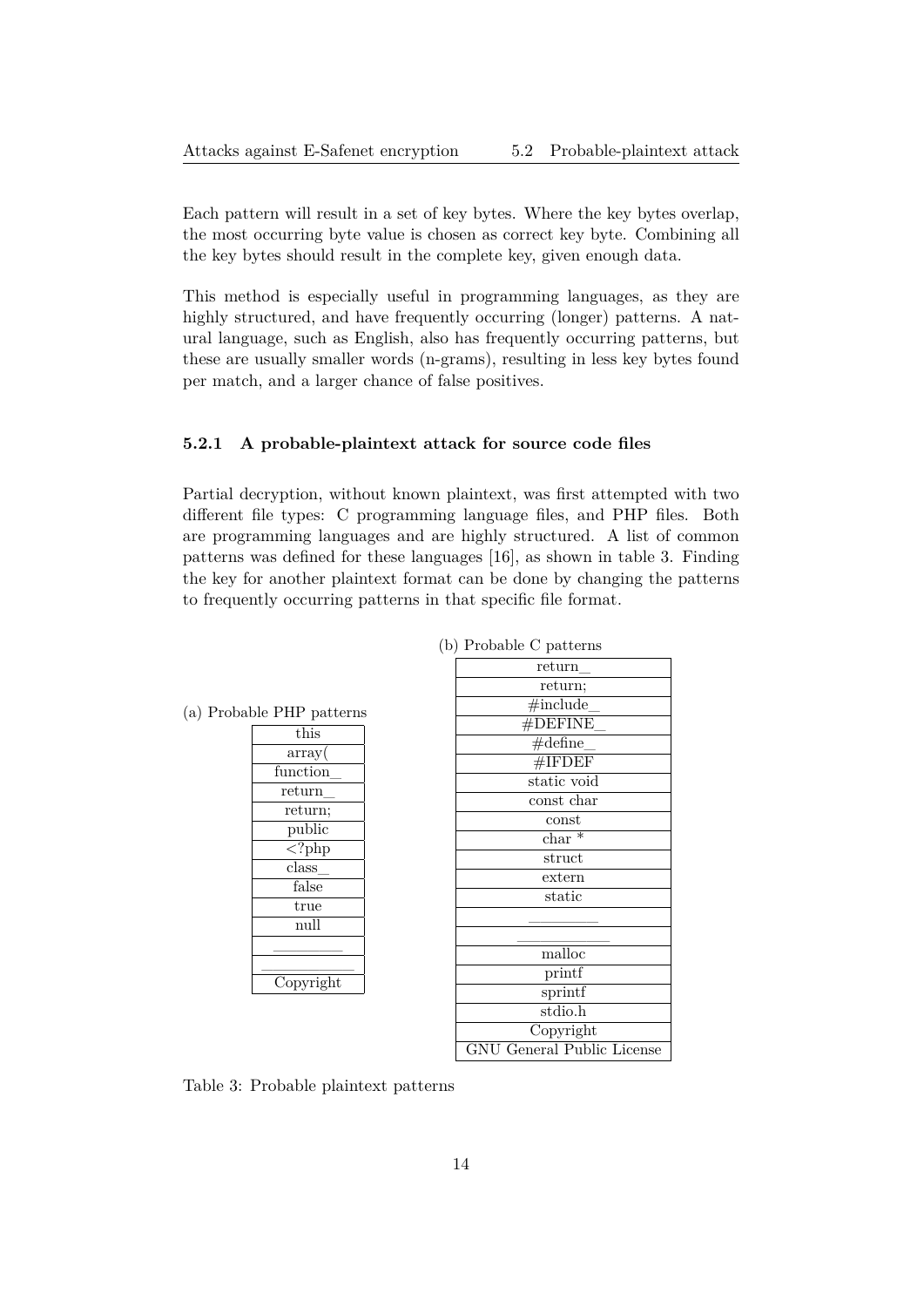Each pattern will result in a set of key bytes. Where the key bytes overlap, the most occurring byte value is chosen as correct key byte. Combining all the key bytes should result in the complete key, given enough data.

This method is especially useful in programming languages, as they are highly structured, and have frequently occurring (longer) patterns. A natural language, such as English, also has frequently occurring patterns, but these are usually smaller words (n-grams), resulting in less key bytes found per match, and a larger chance of false positives.

### 5.2.1 A probable-plaintext attack for source code files

Partial decryption, without known plaintext, was first attempted with two different file types: C programming language files, and PHP files. Both are programming languages and are highly structured. A list of common patterns was defined for these languages [16], as shown in table 3. Finding the key for another plaintext format can be done by changing the patterns to frequently occurring patterns in that specific file format.

(a) Probable PHP patterns

| |
|---|
| this |
| array( |
| function_ |
| return_ |
| return; |
| public |
| <?php |
| class_ |
| false |
| true |
| null |
| ________ |
| __________ |
| Copyright |

(b) Probable C patterns

| |
|---|
| return_ |
| return; |
| #include_ |
| #DEFINE_ |
| #define_ |
| #IFDEF |
| static void |
| const char |
| const |
| char * |
| struct |
| extern |
| static |
| ________ |
| __________ |
| malloc |
| printf |
| sprintf |
| stdio.h |
| Copyright |
| GNU General Public License |

Table 3: Probable plaintext patterns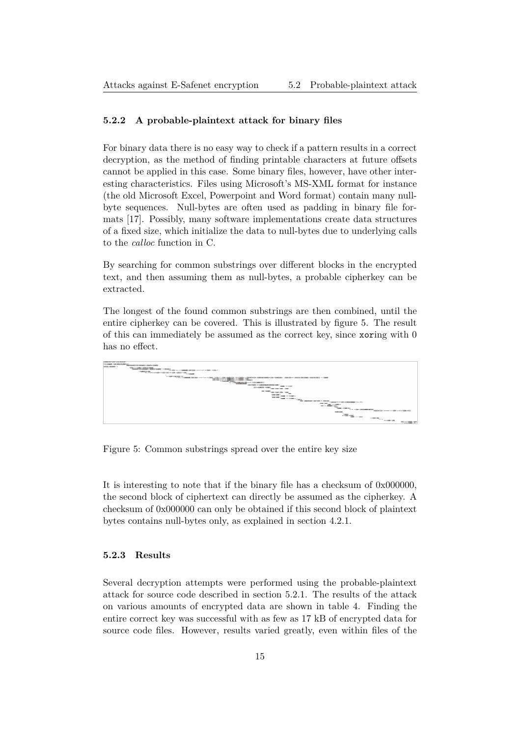### 5.2.2 A probable-plaintext attack for binary files

For binary data there is no easy way to check if a pattern results in a correct decryption, as the method of finding printable characters at future offsets cannot be applied in this case. Some binary files, however, have other interesting characteristics. Files using Microsoft's MS-XML format for instance (the old Microsoft Excel, Powerpoint and Word format) contain many null-byte sequences. Null-bytes are often used as padding in binary file formats [17]. Possibly, many software implementations create data structures of a fixed size, which initialize the data to null-bytes due to underlying calls to the *calloc* function in C.

By searching for common substrings over different blocks in the encrypted text, and then assuming them as null-bytes, a probable cipherkey can be extracted.

The longest of the found common substrings are then combined, until the entire cipherkey can be covered. This is illustrated by figure 5. The result of this can immediately be assumed as the correct key, since `xor`ing with 0 has no effect.

Figure 5: Common substrings spread over the entire key size

It is interesting to note that if the binary file has a checksum of 0x000000, the second block of ciphertext can directly be assumed as the cipherkey. A checksum of 0x000000 can only be obtained if this second block of plaintext bytes contains null-bytes only, as explained in section 4.2.1.

### 5.2.3 Results

Several decryption attempts were performed using the probable-plaintext attack for source code described in section 5.2.1. The results of the attack on various amounts of encrypted data are shown in table 4. Finding the entire correct key was successful with as few as 17 kB of encrypted data for source code files. However, results varied greatly, even within files of the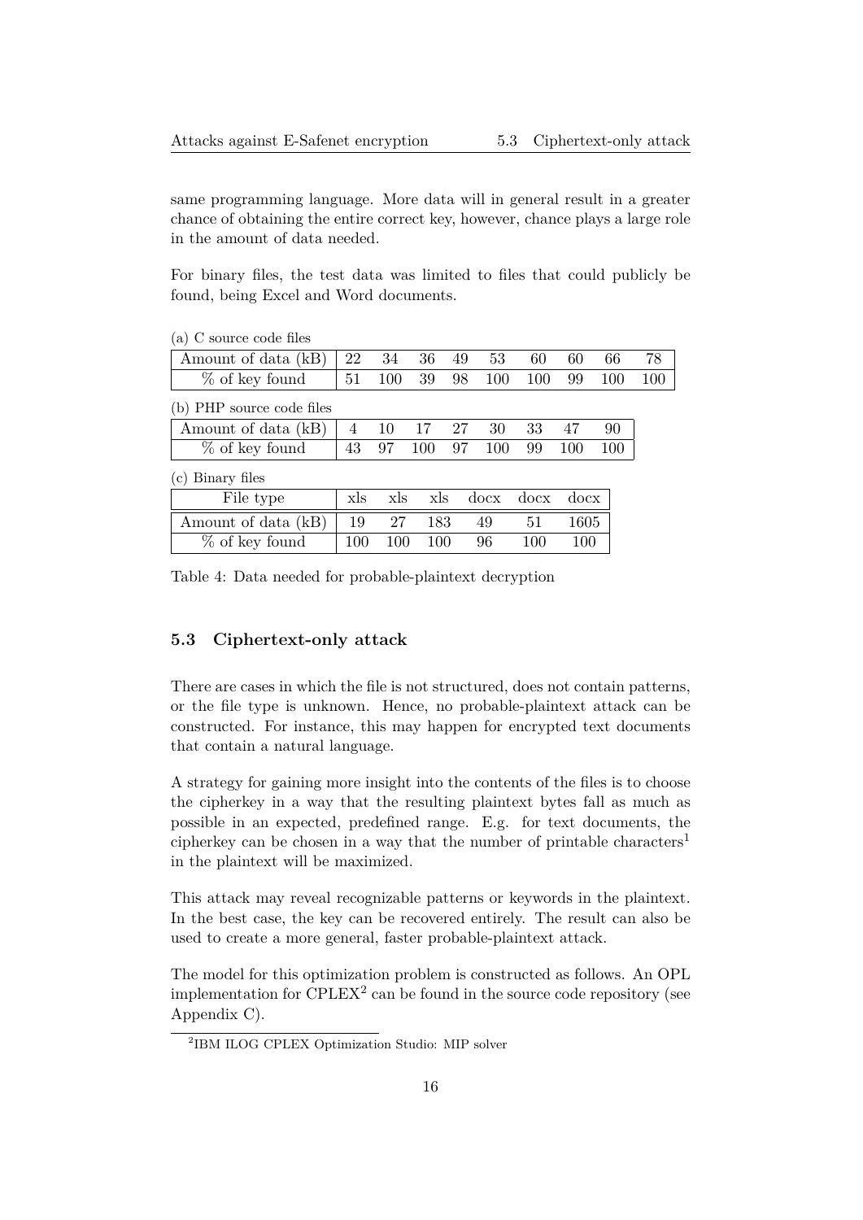same programming language. More data will in general result in a greater chance of obtaining the entire correct key, however, chance plays a large role in the amount of data needed.

For binary files, the test data was limited to files that could publicly be found, being Excel and Word documents.

(a) C source code files

| Amount of data (kB) | 22 | 34 | 36 | 49 | 53 | 60 | 60 | 66 | 78 |
|---|---|---|---|---|---|---|---|---|---|
| % of key found | 51 | 100 | 39 | 98 | 100 | 100 | 99 | 100 | 100 |

(b) PHP source code files

| Amount of data (kB) | 4 | 10 | 17 | 27 | 30 | 33 | 47 | 90 |
|---|---|---|---|---|---|---|---|---|
| % of key found | 43 | 97 | 100 | 97 | 100 | 99 | 100 | 100 |

(c) Binary files

| File type | xls | xls | xls | docx | docx | docx |
|---|---|---|---|---|---|---|
| Amount of data (kB) | 19 | 27 | 183 | 49 | 51 | 1605 |
| % of key found | 100 | 100 | 100 | 96 | 100 | 100 |

Table 4: Data needed for probable-plaintext decryption

### 5.3 Ciphertext-only attack

There are cases in which the file is not structured, does not contain patterns, or the file type is unknown. Hence, no probable-plaintext attack can be constructed. For instance, this may happen for encrypted text documents that contain a natural language.

A strategy for gaining more insight into the contents of the files is to choose the cipherkey in a way that the resulting plaintext bytes fall as much as possible in an expected, predefined range. E.g. for text documents, the cipherkey can be chosen in a way that the number of printable characters[1] in the plaintext will be maximized.

This attack may reveal recognizable patterns or keywords in the plaintext. In the best case, the key can be recovered entirely. The result can also be used to create a more general, faster probable-plaintext attack.

The model for this optimization problem is constructed as follows. An OPL implementation for CPLEX[2] can be found in the source code repository (see Appendix C).

[2]IBM ILOG CPLEX Optimization Studio: MIP solver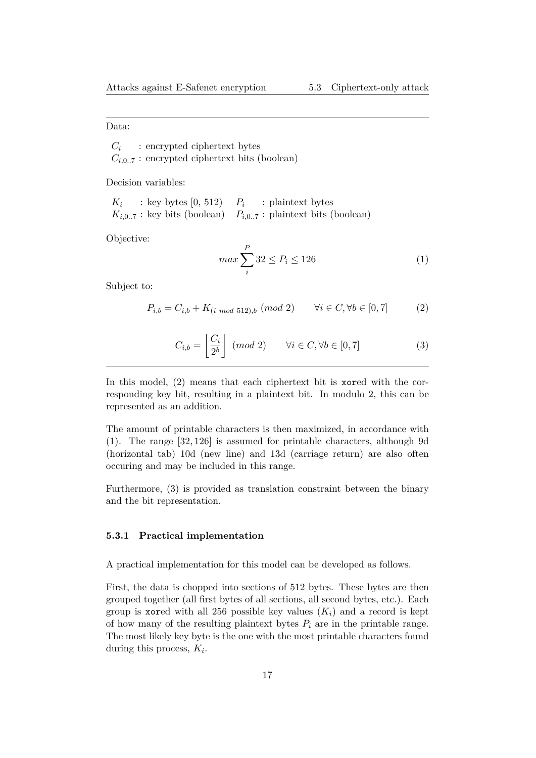Data:

$C_i$ : encrypted ciphertext bytes
$C_{i,0..7}$ : encrypted ciphertext bits (boolean)

Decision variables:

$K_i$ : key bytes $[0, 512)$ $P_i$ : plaintext bytes
$K_{i,0..7}$ : key bits (boolean) $P_{i,0..7}$ : plaintext bits (boolean)

Objective:

$$max \sum_{i}^{P} 32 \leq P_i \leq 126 \tag{1}$$

Subject to:

$$P_{i,b} = C_{i,b} + K_{(i \bmod 512),b} \ (mod\ 2) \qquad \forall i \in C, \forall b \in [0,7] \tag{2}$$

$$C_{i,b} = \left\lfloor \frac{C_i}{2^b} \right\rfloor \ (mod\ 2) \qquad \forall i \in C, \forall b \in [0,7] \tag{3}$$

In this model, (2) means that each ciphertext bit is `xor`ed with the corresponding key bit, resulting in a plaintext bit. In modulo 2, this can be represented as an addition.

The amount of printable characters is then maximized, in accordance with (1). The range $[32, 126]$ is assumed for printable characters, although 9d (horizontal tab) 10d (new line) and 13d (carriage return) are also often occuring and may be included in this range.

Furthermore, (3) is provided as translation constraint between the binary and the bit representation.

### 5.3.1 Practical implementation

A practical implementation for this model can be developed as follows.

First, the data is chopped into sections of 512 bytes. These bytes are then grouped together (all first bytes of all sections, all second bytes, etc.). Each group is `xor`ed with all 256 possible key values ($K_i$) and a record is kept of how many of the resulting plaintext bytes $P_i$ are in the printable range. The most likely key byte is the one with the most printable characters found during this process, $K_i$.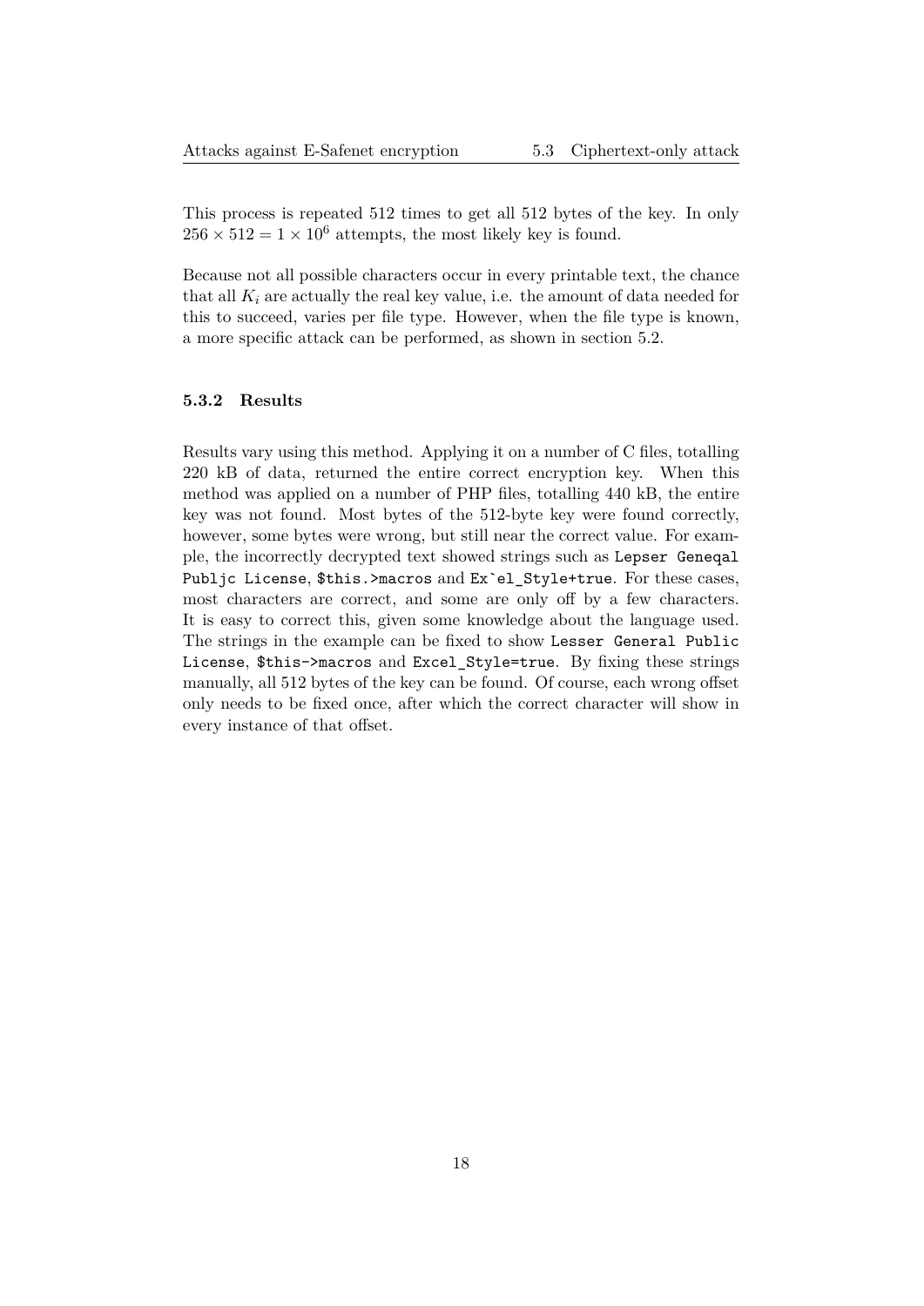This process is repeated 512 times to get all 512 bytes of the key. In only $256 \times 512 = 1 \times 10^6$ attempts, the most likely key is found.

Because not all possible characters occur in every printable text, the chance that all $K_i$ are actually the real key value, i.e. the amount of data needed for this to succeed, varies per file type. However, when the file type is known, a more specific attack can be performed, as shown in section 5.2.

### 5.3.2 Results

Results vary using this method. Applying it on a number of C files, totalling 220 kB of data, returned the entire correct encryption key. When this method was applied on a number of PHP files, totalling 440 kB, the entire key was not found. Most bytes of the 512-byte key were found correctly, however, some bytes were wrong, but still near the correct value. For example, the incorrectly decrypted text showed strings such as `Lepser Geneqal Publjc License`, `$this.>macros` and ``Ex`el_Style+true``. For these cases, most characters are correct, and some are only off by a few characters. It is easy to correct this, given some knowledge about the language used. The strings in the example can be fixed to show `Lesser General Public License`, `$this->macros` and `Excel_Style=true`. By fixing these strings manually, all 512 bytes of the key can be found. Of course, each wrong offset only needs to be fixed once, after which the correct character will show in every instance of that offset.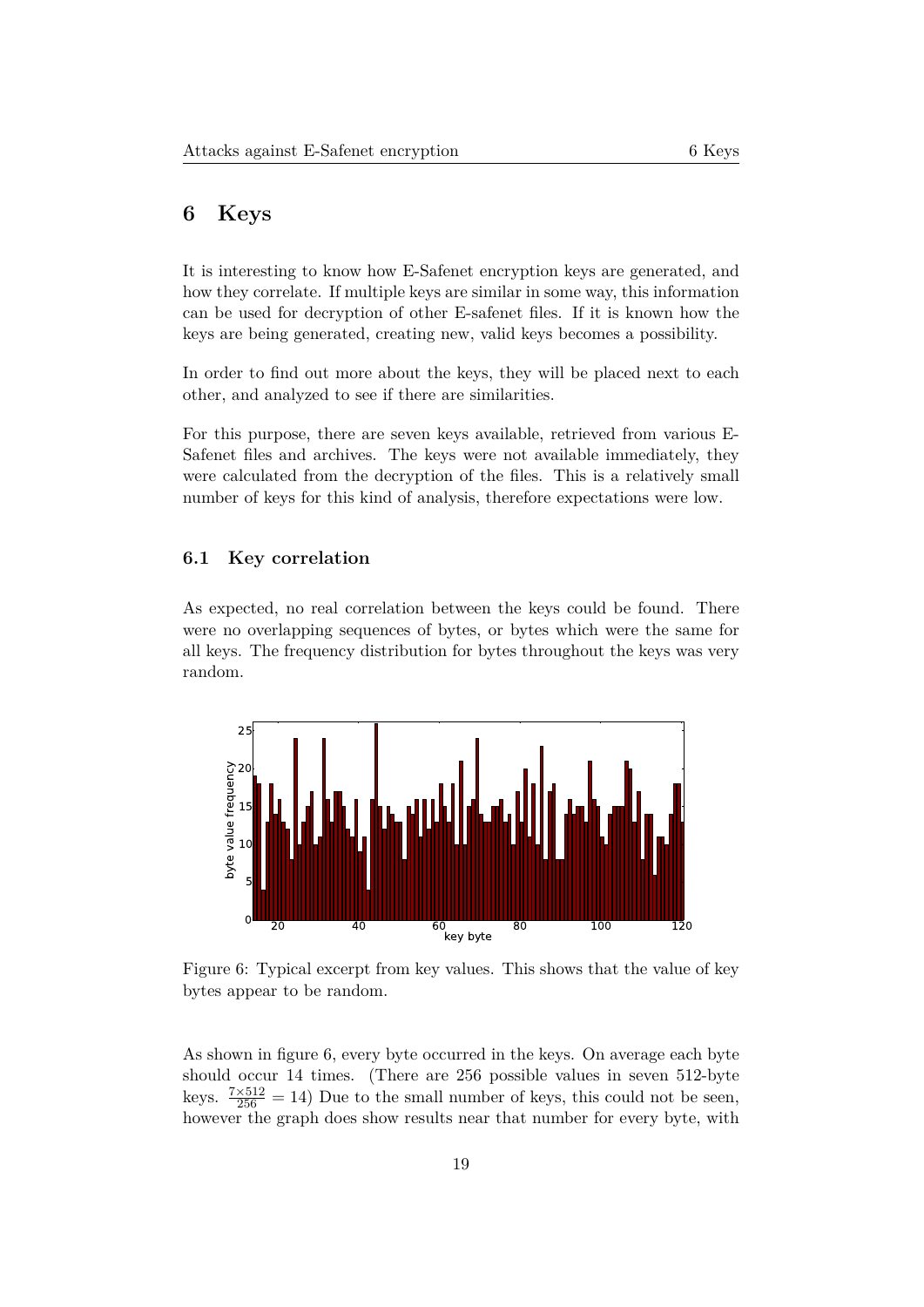# 6 Keys

It is interesting to know how E-Safenet encryption keys are generated, and how they correlate. If multiple keys are similar in some way, this information can be used for decryption of other E-safenet files. If it is known how the keys are being generated, creating new, valid keys becomes a possibility.

In order to find out more about the keys, they will be placed next to each other, and analyzed to see if there are similarities.

For this purpose, there are seven keys available, retrieved from various E-Safenet files and archives. The keys were not available immediately, they were calculated from the decryption of the files. This is a relatively small number of keys for this kind of analysis, therefore expectations were low.

## 6.1 Key correlation

As expected, no real correlation between the keys could be found. There were no overlapping sequences of bytes, or bytes which were the same for all keys. The frequency distribution for bytes throughout the keys was very random.

Figure 6: Typical excerpt from key values. This shows that the value of key bytes appear to be random.

As shown in figure 6, every byte occurred in the keys. On average each byte should occur 14 times. (There are 256 possible values in seven 512-byte keys. $\frac{7 \times 512}{256} = 14$) Due to the small number of keys, this could not be seen, however the graph does show results near that number for every byte, with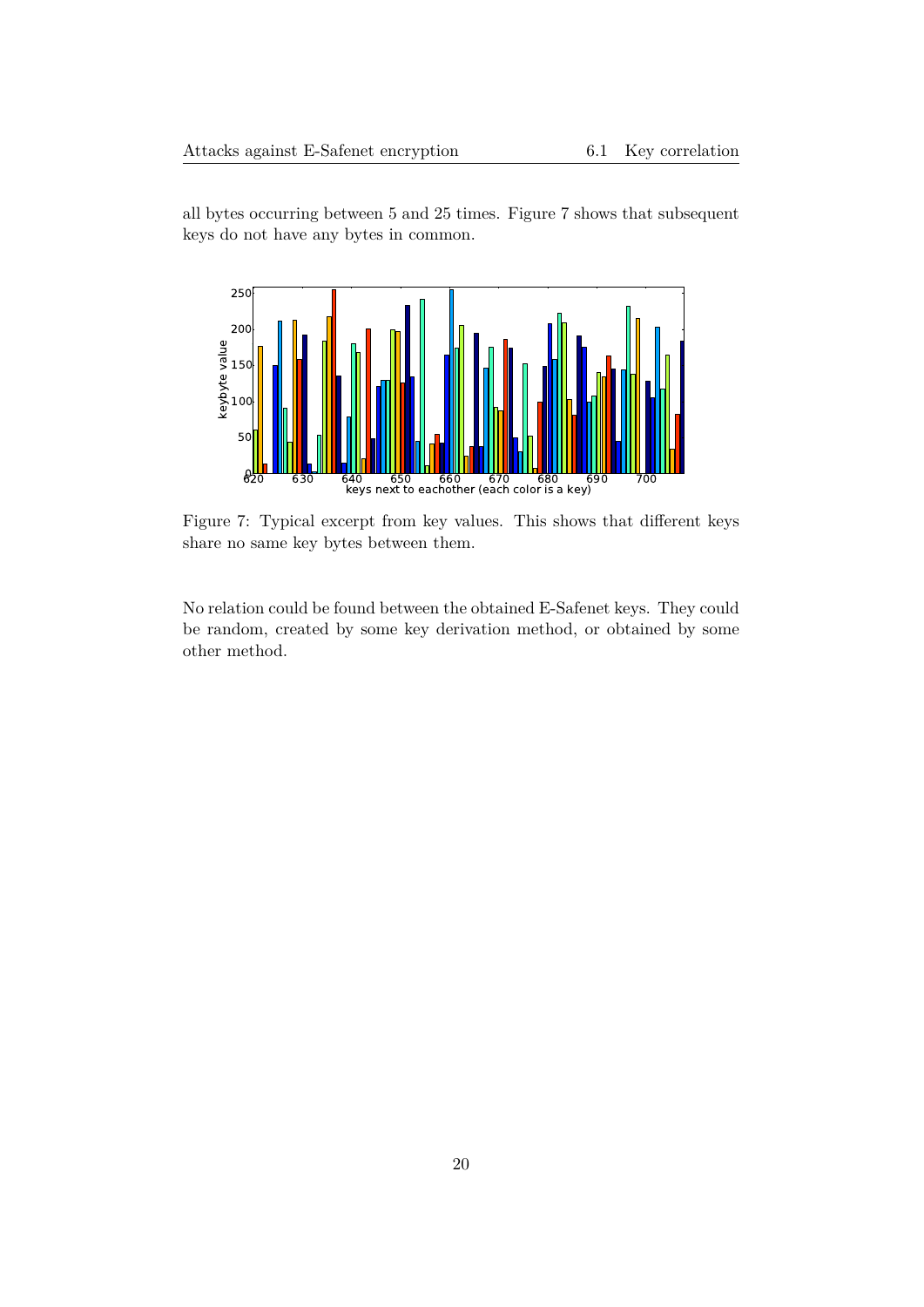all bytes occurring between 5 and 25 times. Figure 7 shows that subsequent keys do not have any bytes in common.

Figure 7: Typical excerpt from key values. This shows that different keys share no same key bytes between them.

No relation could be found between the obtained E-Safenet keys. They could be random, created by some key derivation method, or obtained by some other method.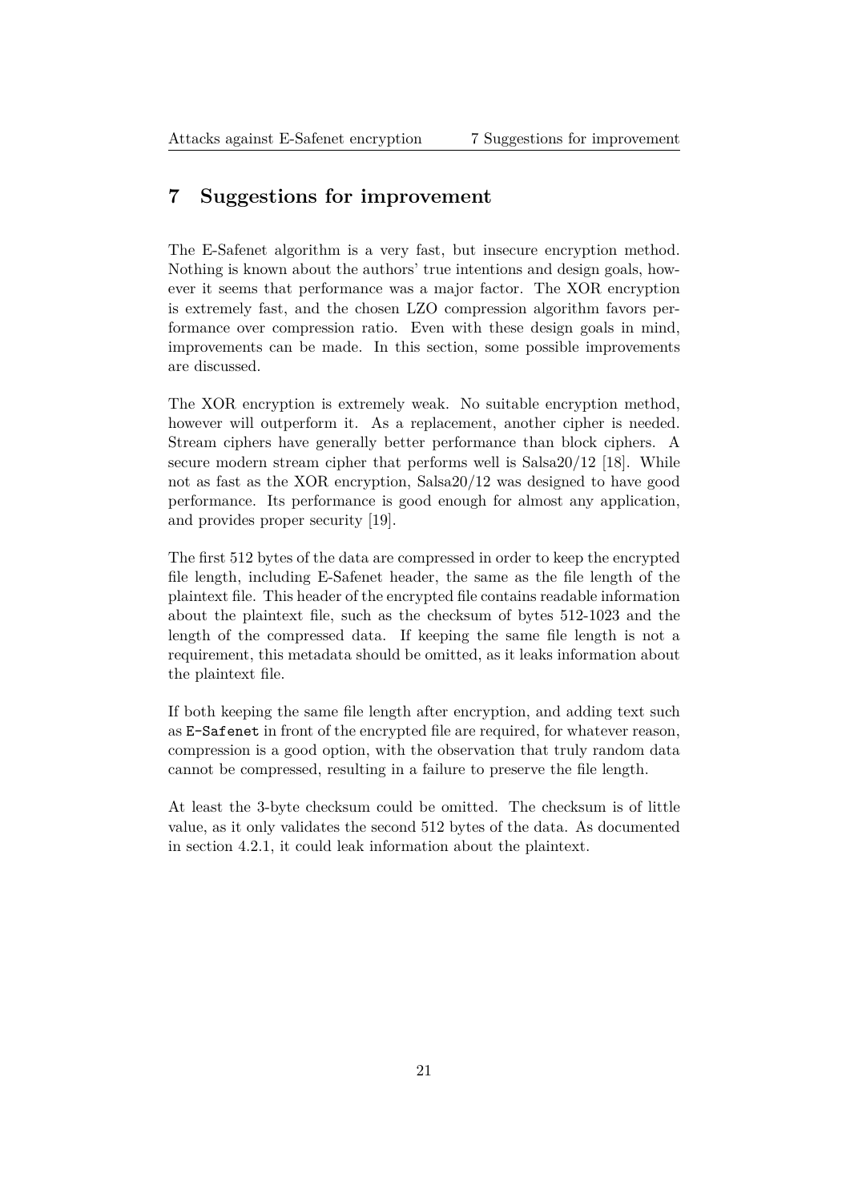## 7 Suggestions for improvement

The E-Safenet algorithm is a very fast, but insecure encryption method. Nothing is known about the authors' true intentions and design goals, however it seems that performance was a major factor. The XOR encryption is extremely fast, and the chosen LZO compression algorithm favors performance over compression ratio. Even with these design goals in mind, improvements can be made. In this section, some possible improvements are discussed.

The XOR encryption is extremely weak. No suitable encryption method, however will outperform it. As a replacement, another cipher is needed. Stream ciphers have generally better performance than block ciphers. A secure modern stream cipher that performs well is Salsa20/12 [18]. While not as fast as the XOR encryption, Salsa20/12 was designed to have good performance. Its performance is good enough for almost any application, and provides proper security [19].

The first 512 bytes of the data are compressed in order to keep the encrypted file length, including E-Safenet header, the same as the file length of the plaintext file. This header of the encrypted file contains readable information about the plaintext file, such as the checksum of bytes 512-1023 and the length of the compressed data. If keeping the same file length is not a requirement, this metadata should be omitted, as it leaks information about the plaintext file.

If both keeping the same file length after encryption, and adding text such as `E-Safenet` in front of the encrypted file are required, for whatever reason, compression is a good option, with the observation that truly random data cannot be compressed, resulting in a failure to preserve the file length.

At least the 3-byte checksum could be omitted. The checksum is of little value, as it only validates the second 512 bytes of the data. As documented in section 4.2.1, it could leak information about the plaintext.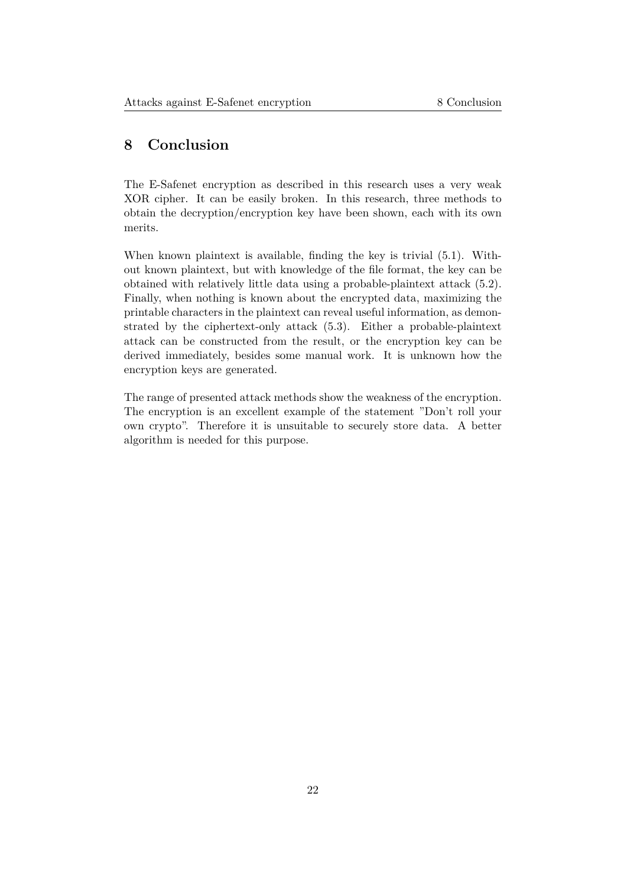# 8 Conclusion

The E-Safenet encryption as described in this research uses a very weak XOR cipher. It can be easily broken. In this research, three methods to obtain the decryption/encryption key have been shown, each with its own merits.

When known plaintext is available, finding the key is trivial (5.1). Without known plaintext, but with knowledge of the file format, the key can be obtained with relatively little data using a probable-plaintext attack (5.2). Finally, when nothing is known about the encrypted data, maximizing the printable characters in the plaintext can reveal useful information, as demonstrated by the ciphertext-only attack (5.3). Either a probable-plaintext attack can be constructed from the result, or the encryption key can be derived immediately, besides some manual work. It is unknown how the encryption keys are generated.

The range of presented attack methods show the weakness of the encryption. The encryption is an excellent example of the statement "Don't roll your own crypto". Therefore it is unsuitable to securely store data. A better algorithm is needed for this purpose.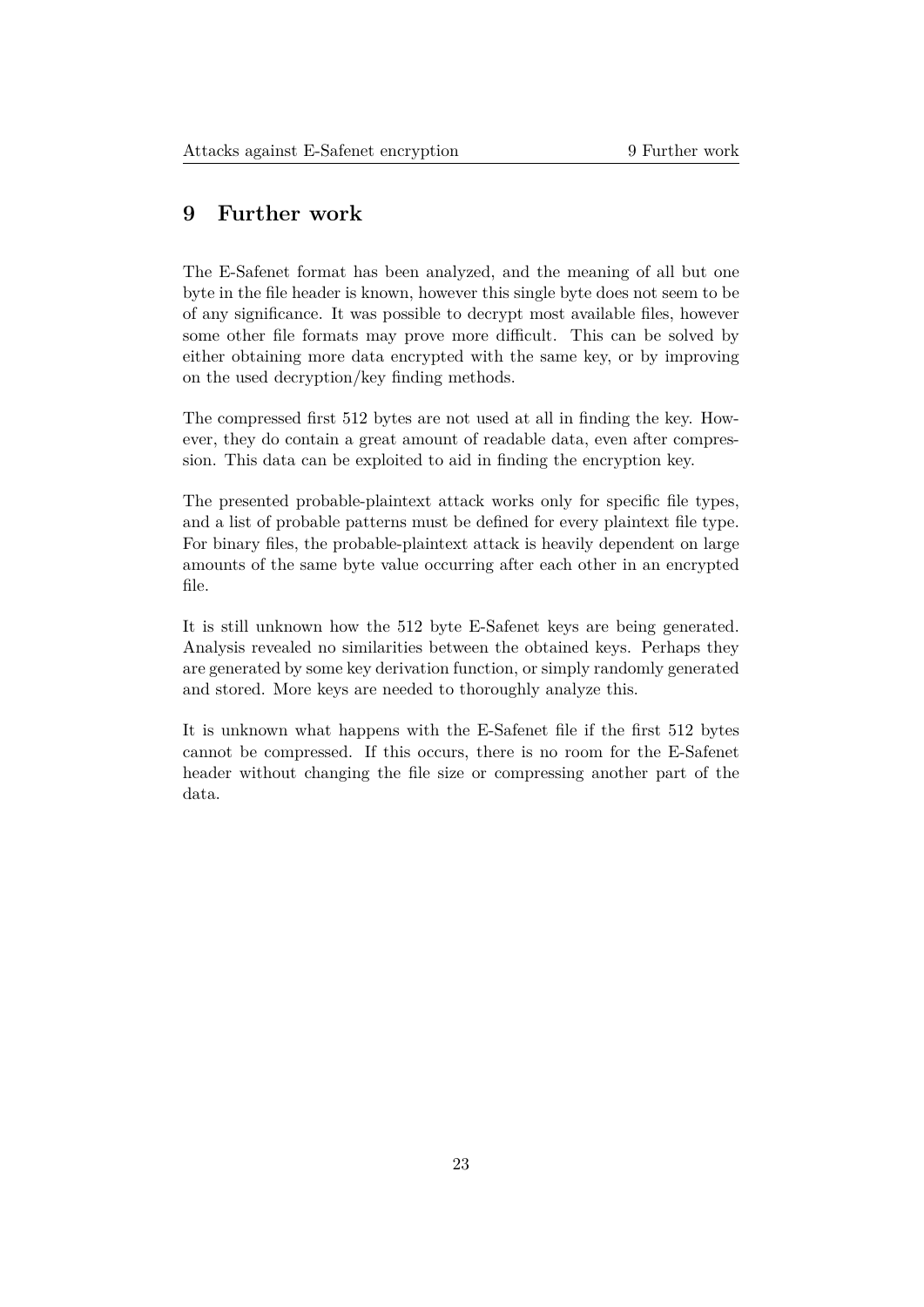# 9 Further work

The E-Safenet format has been analyzed, and the meaning of all but one byte in the file header is known, however this single byte does not seem to be of any significance. It was possible to decrypt most available files, however some other file formats may prove more difficult. This can be solved by either obtaining more data encrypted with the same key, or by improving on the used decryption/key finding methods.

The compressed first 512 bytes are not used at all in finding the key. However, they do contain a great amount of readable data, even after compression. This data can be exploited to aid in finding the encryption key.

The presented probable-plaintext attack works only for specific file types, and a list of probable patterns must be defined for every plaintext file type. For binary files, the probable-plaintext attack is heavily dependent on large amounts of the same byte value occurring after each other in an encrypted file.

It is still unknown how the 512 byte E-Safenet keys are being generated. Analysis revealed no similarities between the obtained keys. Perhaps they are generated by some key derivation function, or simply randomly generated and stored. More keys are needed to thoroughly analyze this.

It is unknown what happens with the E-Safenet file if the first 512 bytes cannot be compressed. If this occurs, there is no room for the E-Safenet header without changing the file size or compressing another part of the data.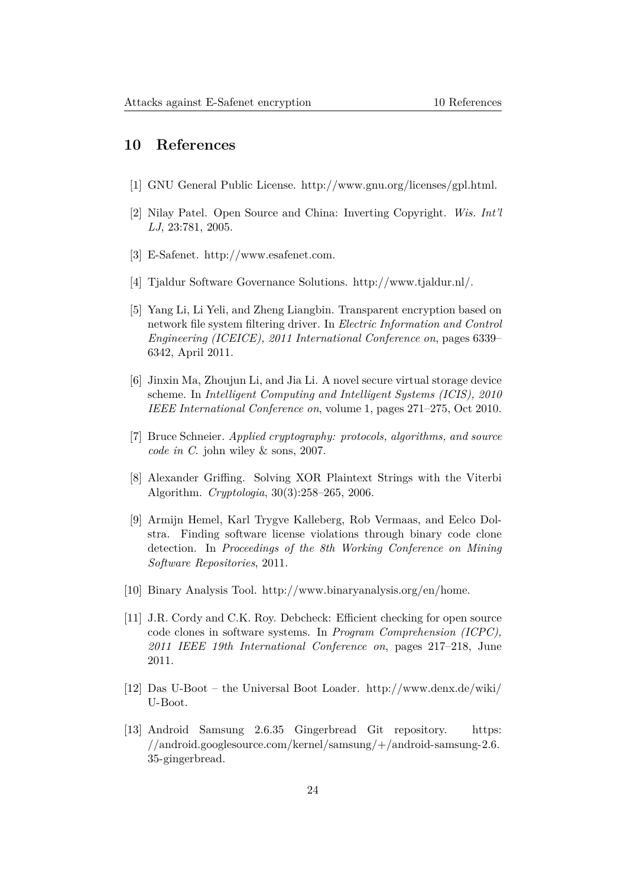## 10 References

[1] GNU General Public License. http://www.gnu.org/licenses/gpl.html.

[2] Nilay Patel. Open Source and China: Inverting Copyright. *Wis. Int'l LJ*, 23:781, 2005.

[3] E-Safenet. http://www.esafenet.com.

[4] Tjaldur Software Governance Solutions. http://www.tjaldur.nl/.

[5] Yang Li, Li Yeli, and Zheng Liangbin. Transparent encryption based on network file system filtering driver. In *Electric Information and Control Engineering (ICEICE), 2011 International Conference on*, pages 6339–6342, April 2011.

[6] Jinxin Ma, Zhoujun Li, and Jia Li. A novel secure virtual storage device scheme. In *Intelligent Computing and Intelligent Systems (ICIS), 2010 IEEE International Conference on*, volume 1, pages 271–275, Oct 2010.

[7] Bruce Schneier. *Applied cryptography: protocols, algorithms, and source code in C*. john wiley & sons, 2007.

[8] Alexander Griffing. Solving XOR Plaintext Strings with the Viterbi Algorithm. *Cryptologia*, 30(3):258–265, 2006.

[9] Armijn Hemel, Karl Trygve Kalleberg, Rob Vermaas, and Eelco Dolstra. Finding software license violations through binary code clone detection. In *Proceedings of the 8th Working Conference on Mining Software Repositories*, 2011.

[10] Binary Analysis Tool. http://www.binaryanalysis.org/en/home.

[11] J.R. Cordy and C.K. Roy. Debcheck: Efficient checking for open source code clones in software systems. In *Program Comprehension (ICPC), 2011 IEEE 19th International Conference on*, pages 217–218, June 2011.

[12] Das U-Boot – the Universal Boot Loader. http://www.denx.de/wiki/U-Boot.

[13] Android Samsung 2.6.35 Gingerbread Git repository. https://android.googlesource.com/kernel/samsung/+/android-samsung-2.6.35-gingerbread.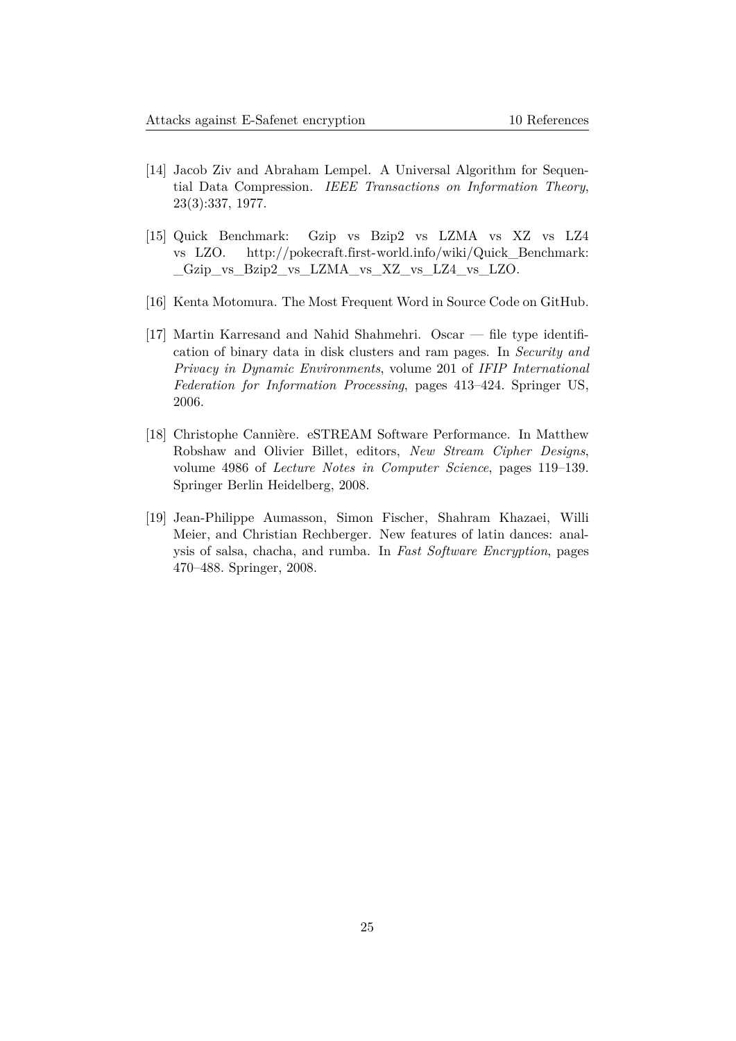[14] Jacob Ziv and Abraham Lempel. A Universal Algorithm for Sequential Data Compression. *IEEE Transactions on Information Theory*, 23(3):337, 1977.

[15] Quick Benchmark: Gzip vs Bzip2 vs LZMA vs XZ vs LZ4 vs LZO. http://pokecraft.first-world.info/wiki/Quick_Benchmark:_Gzip_vs_Bzip2_vs_LZMA_vs_XZ_vs_LZ4_vs_LZO.

[16] Kenta Motomura. The Most Frequent Word in Source Code on GitHub.

[17] Martin Karresand and Nahid Shahmehri. Oscar — file type identification of binary data in disk clusters and ram pages. In *Security and Privacy in Dynamic Environments*, volume 201 of *IFIP International Federation for Information Processing*, pages 413–424. Springer US, 2006.

[18] Christophe Cannière. eSTREAM Software Performance. In Matthew Robshaw and Olivier Billet, editors, *New Stream Cipher Designs*, volume 4986 of *Lecture Notes in Computer Science*, pages 119–139. Springer Berlin Heidelberg, 2008.

[19] Jean-Philippe Aumasson, Simon Fischer, Shahram Khazaei, Willi Meier, and Christian Rechberger. New features of latin dances: analysis of salsa, chacha, and rumba. In *Fast Software Encryption*, pages 470–488. Springer, 2008.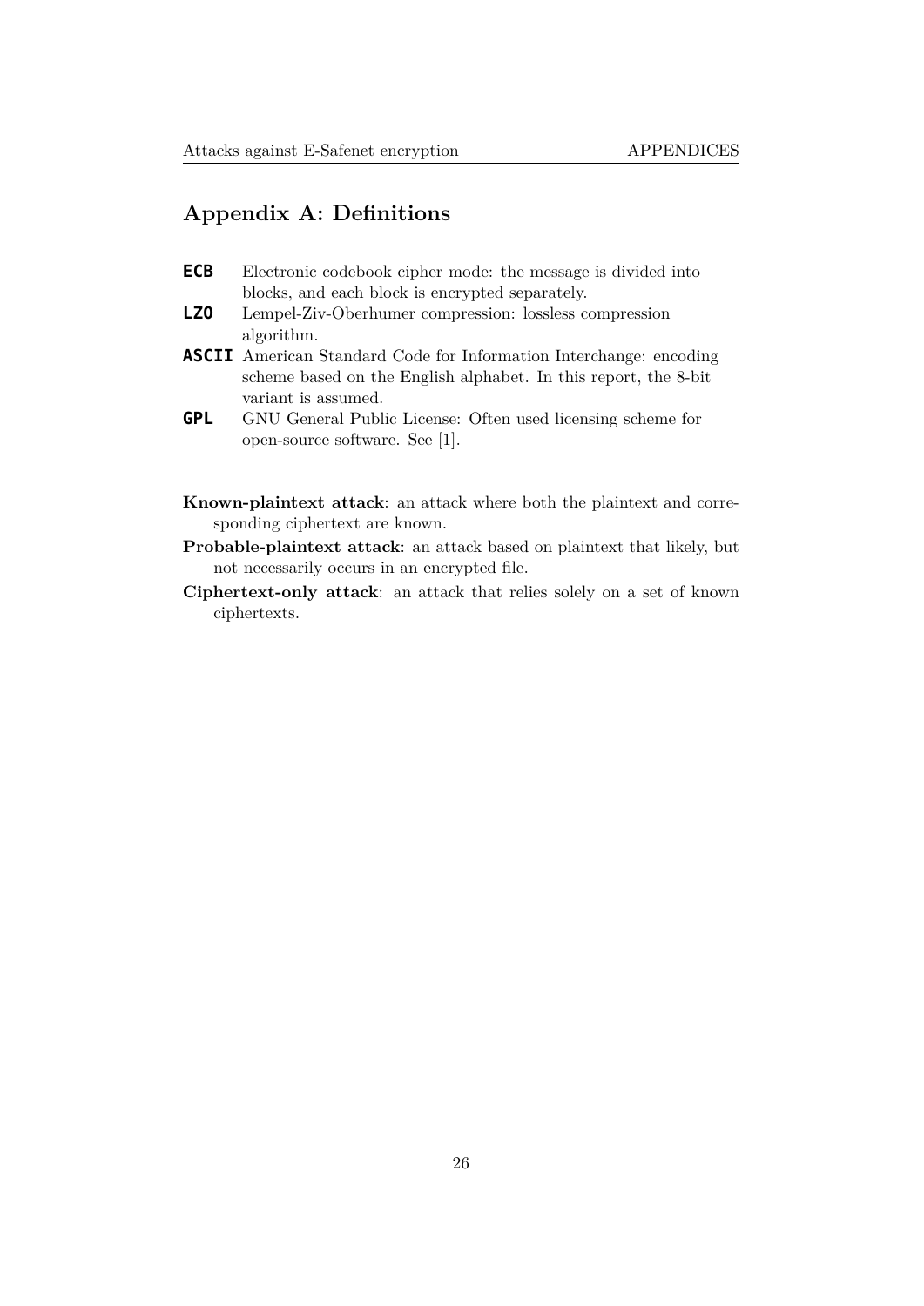## Appendix A: Definitions

**ECB** Electronic codebook cipher mode: the message is divided into blocks, and each block is encrypted separately.

**LZO** Lempel-Ziv-Oberhumer compression: lossless compression algorithm.

**ASCII** American Standard Code for Information Interchange: encoding scheme based on the English alphabet. In this report, the 8-bit variant is assumed.

**GPL** GNU General Public License: Often used licensing scheme for open-source software. See [1].

**Known-plaintext attack**: an attack where both the plaintext and corresponding ciphertext are known.

**Probable-plaintext attack**: an attack based on plaintext that likely, but not necessarily occurs in an encrypted file.

**Ciphertext-only attack**: an attack that relies solely on a set of known ciphertexts.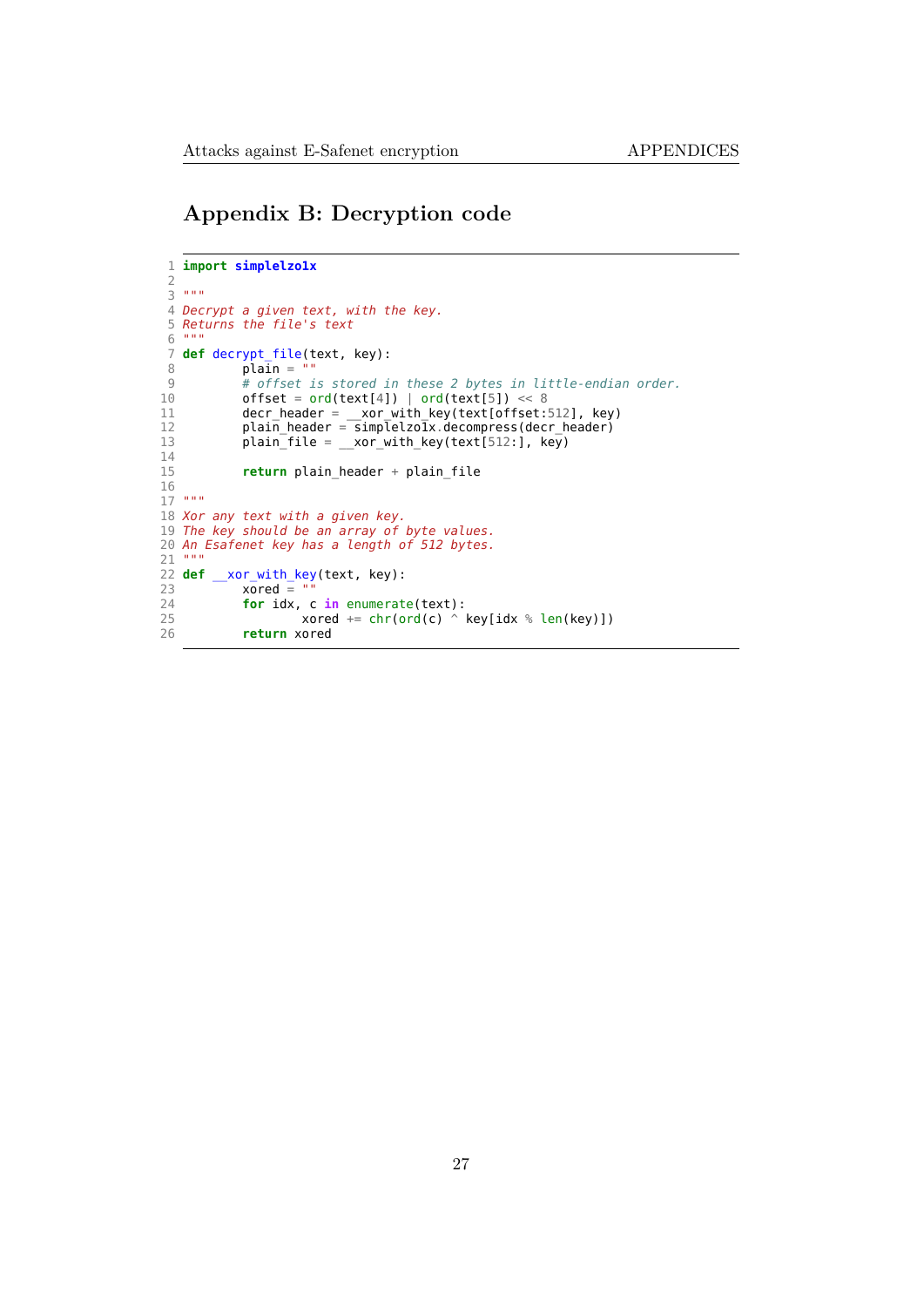# Appendix B: Decryption code

```
import simplelzo1x

"""
Decrypt a given text, with the key.
Returns the file's text
"""
def decrypt_file(text, key):
        plain = ""
        # offset is stored in these 2 bytes in little-endian order.
        offset = ord(text[4]) | ord(text[5]) << 8
        decr_header = __xor_with_key(text[offset:512], key)
        plain_header = simplelzo1x.decompress(decr_header)
        plain_file = __xor_with_key(text[512:], key)

        return plain_header + plain_file

"""
Xor any text with a given key.
The key should be an array of byte values.
An Esafenet key has a length of 512 bytes.
"""
def __xor_with_key(text, key):
        xored = ""
        for idx, c in enumerate(text):
                xored += chr(ord(c) ^ key[idx % len(key)])
        return xored
```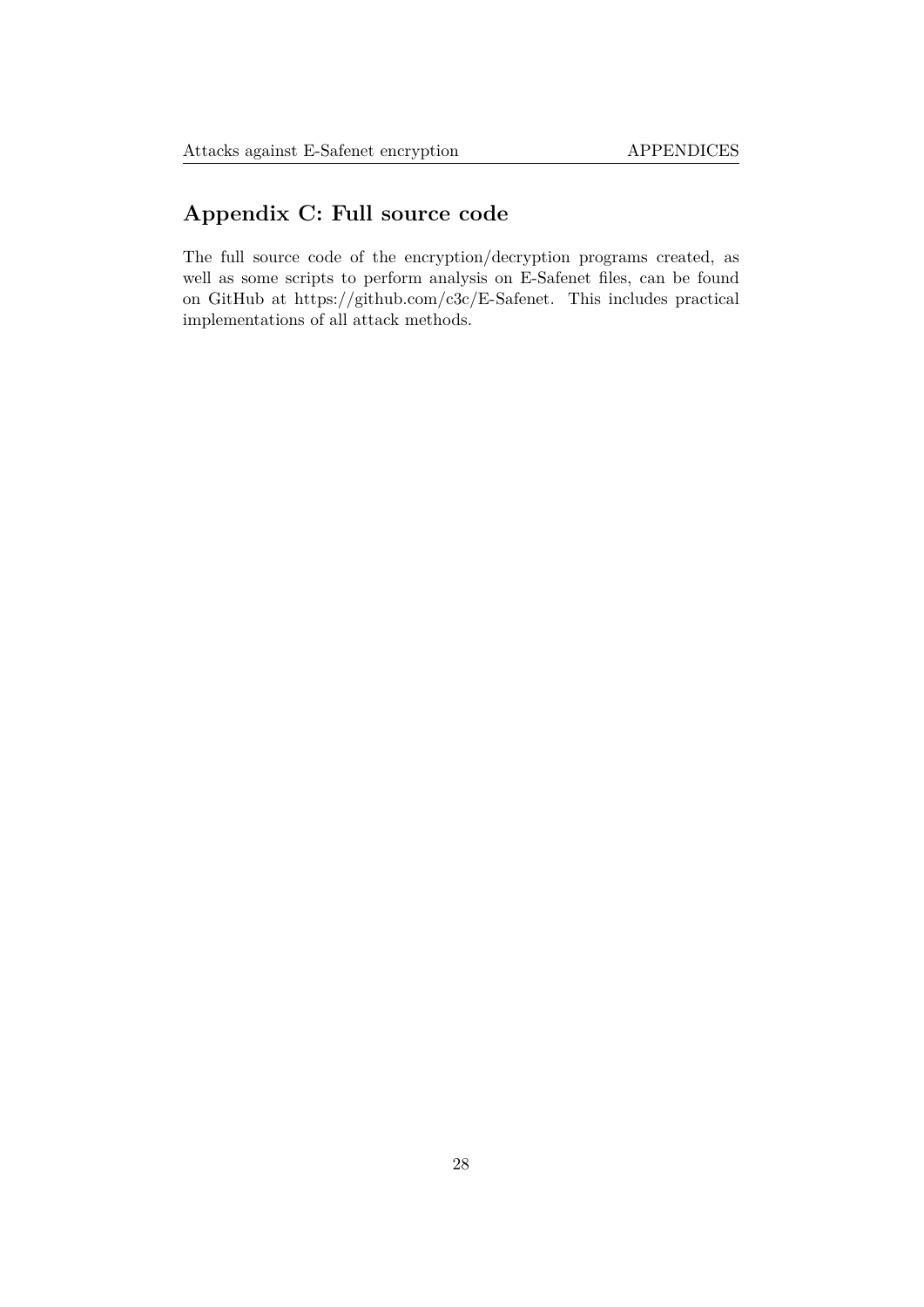## Appendix C: Full source code

The full source code of the encryption/decryption programs created, as well as some scripts to perform analysis on E-Safenet files, can be found on GitHub at https://github.com/c3c/E-Safenet. This includes practical implementations of all attack methods.